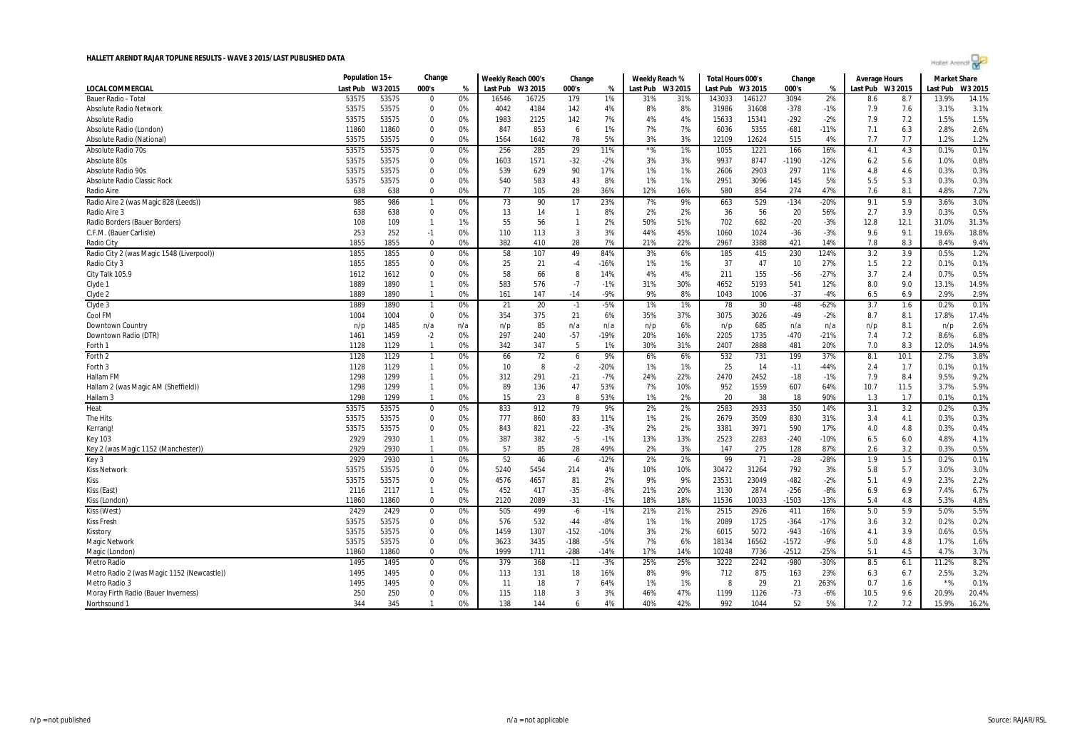# HALLETT ARENDT RAJAR TOPLINE RESULTS - WAVE 3 2015/LAST PUBLISHED DATA

| | Population 15+ | | Change | | Weekly Reach 000's | | Change | | Weekly Reach % | | Total Hours 000's | | Change | | Average Hours | | Market Share | |
|---|---|---|---|---|---|---|---|---|---|---|---|---|---|---|---|---|---|---|
| LOCAL COMMERCIAL | Last Pub | W3 2015 | 000's | % | Last Pub | W3 2015 | 000's | % | Last Pub | W3 2015 | Last Pub | W3 2015 | 000's | % | Last Pub | W3 2015 | Last Pub | W3 2015 |
| Bauer Radio - Total | 53575 | 53575 | 0 | 0% | 16546 | 16725 | 179 | 1% | 31% | 31% | 143033 | 146127 | 3094 | 2% | 8.6 | 8.7 | 13.9% | 14.1% |
| Absolute Radio Network | 53575 | 53575 | 0 | 0% | 4042 | 4184 | 142 | 4% | 8% | 8% | 31986 | 31608 | -378 | -1% | 7.9 | 7.6 | 3.1% | 3.1% |
| Absolute Radio | 53575 | 53575 | 0 | 0% | 1983 | 2125 | 142 | 7% | 4% | 4% | 15633 | 15341 | -292 | -2% | 7.9 | 7.2 | 1.5% | 1.5% |
| Absolute Radio (London) | 11860 | 11860 | 0 | 0% | 847 | 853 | 6 | 1% | 7% | 7% | 6036 | 5355 | -681 | -11% | 7.1 | 6.3 | 2.8% | 2.6% |
| Absolute Radio (National) | 53575 | 53575 | 0 | 0% | 1564 | 1642 | 78 | 5% | 3% | 3% | 12109 | 12624 | 515 | 4% | 7.7 | 7.7 | 1.2% | 1.2% |
| Absolute Radio 70s | 53575 | 53575 | 0 | 0% | 256 | 285 | 29 | 11% | *% | 1% | 1055 | 1221 | 166 | 16% | 4.1 | 4.3 | 0.1% | 0.1% |
| Absolute 80s | 53575 | 53575 | 0 | 0% | 1603 | 1571 | -32 | -2% | 3% | 3% | 9937 | 8747 | -1190 | -12% | 6.2 | 5.6 | 1.0% | 0.8% |
| Absolute Radio 90s | 53575 | 53575 | 0 | 0% | 539 | 629 | 90 | 17% | 1% | 1% | 2606 | 2903 | 297 | 11% | 4.8 | 4.6 | 0.3% | 0.3% |
| Absolute Radio Classic Rock | 53575 | 53575 | 0 | 0% | 540 | 583 | 43 | 8% | 1% | 1% | 2951 | 3096 | 145 | 5% | 5.5 | 5.3 | 0.3% | 0.3% |
| Radio Aire | 638 | 638 | 0 | 0% | 77 | 105 | 28 | 36% | 12% | 16% | 580 | 854 | 274 | 47% | 7.6 | 8.1 | 4.8% | 7.2% |
| Radio Aire 2 (was Magic 828 (Leeds)) | 985 | 986 | 1 | 0% | 73 | 90 | 17 | 23% | 7% | 9% | 663 | 529 | -134 | -20% | 9.1 | 5.9 | 3.6% | 3.0% |
| Radio Aire 3 | 638 | 638 | 0 | 0% | 13 | 14 | 1 | 8% | 2% | 2% | 36 | 56 | 20 | 56% | 2.7 | 3.9 | 0.3% | 0.5% |
| Radio Borders (Bauer Borders) | 108 | 109 | 1 | 1% | 55 | 56 | 1 | 2% | 50% | 51% | 702 | 682 | -20 | -3% | 12.8 | 12.1 | 31.0% | 31.3% |
| C.F.M. (Bauer Carlisle) | 253 | 252 | -1 | 0% | 110 | 113 | 3 | 3% | 44% | 45% | 1060 | 1024 | -36 | -3% | 9.6 | 9.1 | 19.6% | 18.8% |
| Radio City | 1855 | 1855 | 0 | 0% | 382 | 410 | 28 | 7% | 21% | 22% | 2967 | 3388 | 421 | 14% | 7.8 | 8.3 | 8.4% | 9.4% |
| Radio City 2 (was Magic 1548 (Liverpool)) | 1855 | 1855 | 0 | 0% | 58 | 107 | 49 | 84% | 3% | 6% | 185 | 415 | 230 | 124% | 3.2 | 3.9 | 0.5% | 1.2% |
| Radio City 3 | 1855 | 1855 | 0 | 0% | 25 | 21 | -4 | -16% | 1% | 1% | 37 | 47 | 10 | 27% | 1.5 | 2.2 | 0.1% | 0.1% |
| City Talk 105.9 | 1612 | 1612 | 0 | 0% | 58 | 66 | 8 | 14% | 4% | 4% | 211 | 155 | -56 | -27% | 3.7 | 2.4 | 0.7% | 0.5% |
| Clyde 1 | 1889 | 1890 | 1 | 0% | 583 | 576 | -7 | -1% | 31% | 30% | 4652 | 5193 | 541 | 12% | 8.0 | 9.0 | 13.1% | 14.9% |
| Clyde 2 | 1889 | 1890 | 1 | 0% | 161 | 147 | -14 | -9% | 9% | 8% | 1043 | 1006 | -37 | -4% | 6.5 | 6.9 | 2.9% | 2.9% |
| Clyde 3 | 1889 | 1890 | 1 | 0% | 21 | 20 | -1 | -5% | 1% | 1% | 78 | 30 | -48 | -62% | 3.7 | 1.6 | 0.2% | 0.1% |
| Cool FM | 1004 | 1004 | 0 | 0% | 354 | 375 | 21 | 6% | 35% | 37% | 3075 | 3026 | -49 | -2% | 8.7 | 8.1 | 17.8% | 17.4% |
| Downtown Country | n/p | 1485 | n/a | n/a | n/p | 85 | n/a | n/a | n/p | 6% | n/p | 685 | n/a | n/a | n/p | 8.1 | n/p | 2.6% |
| Downtown Radio (DTR) | 1461 | 1459 | -2 | 0% | 297 | 240 | -57 | -19% | 20% | 16% | 2205 | 1735 | -470 | -21% | 7.4 | 7.2 | 8.6% | 6.8% |
| Forth 1 | 1128 | 1129 | 1 | 0% | 342 | 347 | 5 | 1% | 30% | 31% | 2407 | 2888 | 481 | 20% | 7.0 | 8.3 | 12.0% | 14.9% |
| Forth 2 | 1128 | 1129 | 1 | 0% | 66 | 72 | 6 | 9% | 6% | 6% | 532 | 731 | 199 | 37% | 8.1 | 10.1 | 2.7% | 3.8% |
| Forth 3 | 1128 | 1129 | 1 | 0% | 10 | 8 | -2 | -20% | 1% | 1% | 25 | 14 | -11 | -44% | 2.4 | 1.7 | 0.1% | 0.1% |
| Hallam FM | 1298 | 1299 | 1 | 0% | 312 | 291 | -21 | -7% | 24% | 22% | 2470 | 2452 | -18 | -1% | 7.9 | 8.4 | 9.5% | 9.2% |
| Hallam 2 (was Magic AM (Sheffield)) | 1298 | 1299 | 1 | 0% | 89 | 136 | 47 | 53% | 7% | 10% | 952 | 1559 | 607 | 64% | 10.7 | 11.5 | 3.7% | 5.9% |
| Hallam 3 | 1298 | 1299 | 1 | 0% | 15 | 23 | 8 | 53% | 1% | 2% | 20 | 38 | 18 | 90% | 1.3 | 1.7 | 0.1% | 0.1% |
| Heat | 53575 | 53575 | 0 | 0% | 833 | 912 | 79 | 9% | 2% | 2% | 2583 | 2933 | 350 | 14% | 3.1 | 3.2 | 0.2% | 0.3% |
| The Hits | 53575 | 53575 | 0 | 0% | 777 | 860 | 83 | 11% | 1% | 2% | 2679 | 3509 | 830 | 31% | 3.4 | 4.1 | 0.3% | 0.3% |
| Kerrang! | 53575 | 53575 | 0 | 0% | 843 | 821 | -22 | -3% | 2% | 2% | 3381 | 3971 | 590 | 17% | 4.0 | 4.8 | 0.3% | 0.4% |
| Key 103 | 2929 | 2930 | 1 | 0% | 387 | 382 | -5 | -1% | 13% | 13% | 2523 | 2283 | -240 | -10% | 6.5 | 6.0 | 4.8% | 4.1% |
| Key 2 (was Magic 1152 (Manchester)) | 2929 | 2930 | 1 | 0% | 57 | 85 | 28 | 49% | 2% | 3% | 147 | 275 | 128 | 87% | 2.6 | 3.2 | 0.3% | 0.5% |
| Key 3 | 2929 | 2930 | 1 | 0% | 52 | 46 | -6 | -12% | 2% | 2% | 99 | 71 | -28 | -28% | 1.9 | 1.5 | 0.2% | 0.1% |
| Kiss Network | 53575 | 53575 | 0 | 0% | 5240 | 5454 | 214 | 4% | 10% | 10% | 30472 | 31264 | 792 | 3% | 5.8 | 5.7 | 3.0% | 3.0% |
| Kiss | 53575 | 53575 | 0 | 0% | 4576 | 4657 | 81 | 2% | 9% | 9% | 23531 | 23049 | -482 | -2% | 5.1 | 4.9 | 2.3% | 2.2% |
| Kiss (East) | 2116 | 2117 | 1 | 0% | 452 | 417 | -35 | -8% | 21% | 20% | 3130 | 2874 | -256 | -8% | 6.9 | 6.9 | 7.4% | 6.7% |
| Kiss (London) | 11860 | 11860 | 0 | 0% | 2120 | 2089 | -31 | -1% | 18% | 18% | 11536 | 10033 | -1503 | -13% | 5.4 | 4.8 | 5.3% | 4.8% |
| Kiss (West) | 2429 | 2429 | 0 | 0% | 505 | 499 | -6 | -1% | 21% | 21% | 2515 | 2926 | 411 | 16% | 5.0 | 5.9 | 5.0% | 5.5% |
| Kiss Fresh | 53575 | 53575 | 0 | 0% | 576 | 532 | -44 | -8% | 1% | 1% | 2089 | 1725 | -364 | -17% | 3.6 | 3.2 | 0.2% | 0.2% |
| Kisstory | 53575 | 53575 | 0 | 0% | 1459 | 1307 | -152 | -10% | 3% | 2% | 6015 | 5072 | -943 | -16% | 4.1 | 3.9 | 0.6% | 0.5% |
| Magic Network | 53575 | 53575 | 0 | 0% | 3623 | 3435 | -188 | -5% | 7% | 6% | 18134 | 16562 | -1572 | -9% | 5.0 | 4.8 | 1.7% | 1.6% |
| Magic (London) | 11860 | 11860 | 0 | 0% | 1999 | 1711 | -288 | -14% | 17% | 14% | 10248 | 7736 | -2512 | -25% | 5.1 | 4.5 | 4.7% | 3.7% |
| Metro Radio | 1495 | 1495 | 0 | 0% | 379 | 368 | -11 | -3% | 25% | 25% | 3222 | 2242 | -980 | -30% | 8.5 | 6.1 | 11.2% | 8.2% |
| Metro Radio 2 (was Magic 1152 (Newcastle)) | 1495 | 1495 | 0 | 0% | 113 | 131 | 18 | 16% | 8% | 9% | 712 | 875 | 163 | 23% | 6.3 | 6.7 | 2.5% | 3.2% |
| Metro Radio 3 | 1495 | 1495 | 0 | 0% | 11 | 18 | 7 | 64% | 1% | 1% | 8 | 29 | 21 | 263% | 0.7 | 1.6 | *% | 0.1% |
| Moray Firth Radio (Bauer Inverness) | 250 | 250 | 0 | 0% | 115 | 118 | 3 | 3% | 46% | 47% | 1199 | 1126 | -73 | -6% | 10.5 | 9.6 | 20.9% | 20.4% |
| Northsound 1 | 344 | 345 | 1 | 0% | 138 | 144 | 6 | 4% | 40% | 42% | 992 | 1044 | 52 | 5% | 7.2 | 7.2 | 15.9% | 16.2% |

n/p = not published

n/a = not applicable

Source: RAJAR/RSL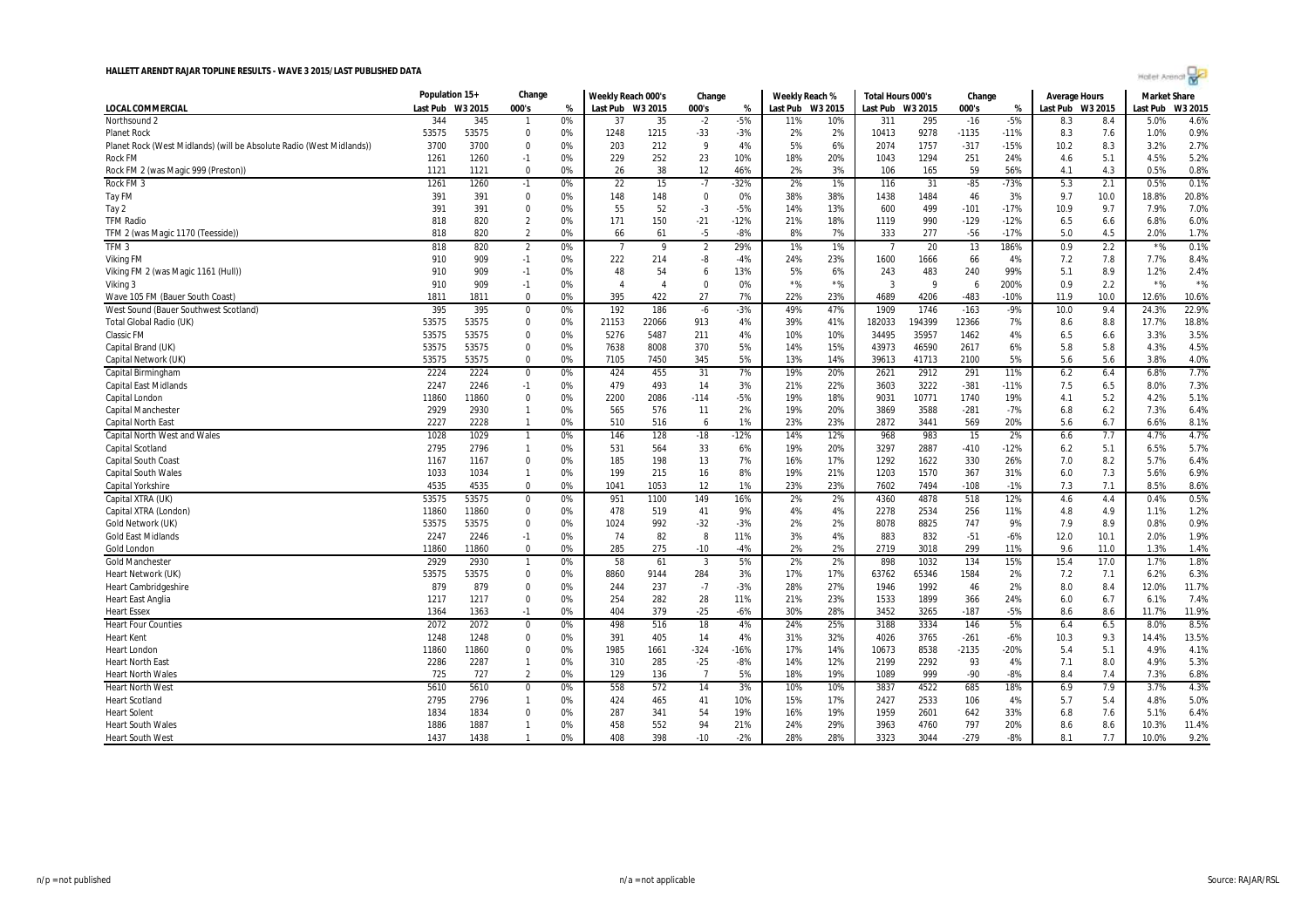# HALLETT ARENDT RAJAR TOPLINE RESULTS - WAVE 3 2015/LAST PUBLISHED DATA

| LOCAL COMMERCIAL | Population 15+ | | Change | | Weekly Reach 000's | | Change | | Weekly Reach % | | Total Hours 000's | | Change | | Average Hours | | Market Share | |
|---|---|---|---|---|---|---|---|---|---|---|---|---|---|---|---|---|---|---|
| | Last Pub | W3 2015 | 000's | % | Last Pub | W3 2015 | 000's | % | Last Pub | W3 2015 | Last Pub | W3 2015 | 000's | % | Last Pub | W3 2015 | Last Pub | W3 2015 |
| Northsound 2 | 344 | 345 | 1 | 0% | 37 | 35 | -2 | -5% | 11% | 10% | 311 | 295 | -16 | -5% | 8.3 | 8.4 | 5.0% | 4.6% |
| Planet Rock | 53575 | 53575 | 0 | 0% | 1248 | 1215 | -33 | -3% | 2% | 2% | 10413 | 9278 | -1135 | -11% | 8.3 | 7.6 | 1.0% | 0.9% |
| Planet Rock (West Midlands) (will be Absolute Radio (West Midlands)) | 3700 | 3700 | 0 | 0% | 203 | 212 | 9 | 4% | 5% | 6% | 2074 | 1757 | -317 | -15% | 10.2 | 8.3 | 3.2% | 2.7% |
| Rock FM | 1261 | 1260 | -1 | 0% | 229 | 252 | 23 | 10% | 18% | 20% | 1043 | 1294 | 251 | 24% | 4.6 | 5.1 | 4.5% | 5.2% |
| Rock FM 2 (was Magic 999 (Preston)) | 1121 | 1121 | 0 | 0% | 26 | 38 | 12 | 46% | 2% | 3% | 106 | 165 | 59 | 56% | 4.1 | 4.3 | 0.5% | 0.8% |
| Rock FM 3 | 1261 | 1260 | -1 | 0% | 22 | 15 | -7 | -32% | 2% | 1% | 116 | 31 | -85 | -73% | 5.3 | 2.1 | 0.5% | 0.1% |
| Tay FM | 391 | 391 | 0 | 0% | 148 | 148 | 0 | 0% | 38% | 38% | 1438 | 1484 | 46 | 3% | 9.7 | 10.0 | 18.8% | 20.8% |
| Tay 2 | 391 | 391 | 0 | 0% | 55 | 52 | -3 | -5% | 14% | 13% | 600 | 499 | -101 | -17% | 10.9 | 9.7 | 7.9% | 7.0% |
| TFM Radio | 818 | 820 | 2 | 0% | 171 | 150 | -21 | -12% | 21% | 18% | 1119 | 990 | -129 | -12% | 6.5 | 6.6 | 6.8% | 6.0% |
| TFM 2 (was Magic 1170 (Teesside)) | 818 | 820 | 2 | 0% | 66 | 61 | -5 | -8% | 8% | 7% | 333 | 277 | -56 | -17% | 5.0 | 4.5 | 2.0% | 1.7% |
| TFM 3 | 818 | 820 | 2 | 0% | 7 | 9 | 2 | 29% | 1% | 1% | 7 | 20 | 13 | 186% | 0.9 | 2.2 | *% | 0.1% |
| Viking FM | 910 | 909 | -1 | 0% | 222 | 214 | -8 | -4% | 24% | 23% | 1600 | 1666 | 66 | 4% | 7.2 | 7.8 | 7.7% | 8.4% |
| Viking FM 2 (was Magic 1161 (Hull)) | 910 | 909 | -1 | 0% | 48 | 54 | 6 | 13% | 5% | 6% | 243 | 483 | 240 | 99% | 5.1 | 8.9 | 1.2% | 2.4% |
| Viking 3 | 910 | 909 | -1 | 0% | 4 | 4 | 0 | 0% | *% | *% | 3 | 9 | 6 | 200% | 0.9 | 2.2 | *% | *% |
| Wave 105 FM (Bauer South Coast) | 1811 | 1811 | 0 | 0% | 395 | 422 | 27 | 7% | 22% | 23% | 4689 | 4206 | -483 | -10% | 11.9 | 10.0 | 12.6% | 10.6% |
| West Sound (Bauer Southwest Scotland) | 395 | 395 | 0 | 0% | 192 | 186 | -6 | -3% | 49% | 47% | 1909 | 1746 | -163 | -9% | 10.0 | 9.4 | 24.3% | 22.9% |
| Total Global Radio (UK) | 53575 | 53575 | 0 | 0% | 21153 | 22066 | 913 | 4% | 39% | 41% | 182033 | 194399 | 12366 | 7% | 8.6 | 8.8 | 17.7% | 18.8% |
| Classic FM | 53575 | 53575 | 0 | 0% | 5276 | 5487 | 211 | 4% | 10% | 10% | 34495 | 35957 | 1462 | 4% | 6.5 | 6.6 | 3.3% | 3.5% |
| Capital Brand (UK) | 53575 | 53575 | 0 | 0% | 7638 | 8008 | 370 | 5% | 14% | 15% | 43973 | 46590 | 2617 | 6% | 5.8 | 5.8 | 4.3% | 4.5% |
| Capital Network (UK) | 53575 | 53575 | 0 | 0% | 7105 | 7450 | 345 | 5% | 13% | 14% | 39613 | 41713 | 2100 | 5% | 5.6 | 5.6 | 3.8% | 4.0% |
| Capital Birmingham | 2224 | 2224 | 0 | 0% | 424 | 455 | 31 | 7% | 19% | 20% | 2621 | 2912 | 291 | 11% | 6.2 | 6.4 | 6.8% | 7.7% |
| Capital East Midlands | 2247 | 2246 | -1 | 0% | 479 | 493 | 14 | 3% | 21% | 22% | 3603 | 3222 | -381 | -11% | 7.5 | 6.5 | 8.0% | 7.3% |
| Capital London | 11860 | 11860 | 0 | 0% | 2200 | 2086 | -114 | -5% | 19% | 18% | 9031 | 10771 | 1740 | 19% | 4.1 | 5.2 | 4.2% | 5.1% |
| Capital Manchester | 2929 | 2930 | 1 | 0% | 565 | 576 | 11 | 2% | 19% | 20% | 3869 | 3588 | -281 | -7% | 6.8 | 6.2 | 7.3% | 6.4% |
| Capital North East | 2227 | 2228 | 1 | 0% | 510 | 516 | 6 | 1% | 23% | 23% | 2872 | 3441 | 569 | 20% | 5.6 | 6.7 | 6.6% | 8.1% |
| Capital North West and Wales | 1028 | 1029 | 1 | 0% | 146 | 128 | -18 | -12% | 14% | 12% | 968 | 983 | 15 | 2% | 6.6 | 7.7 | 4.7% | 4.7% |
| Capital Scotland | 2795 | 2796 | 1 | 0% | 531 | 564 | 33 | 6% | 19% | 20% | 3297 | 2887 | -410 | -12% | 6.2 | 5.1 | 6.5% | 5.7% |
| Capital South Coast | 1167 | 1167 | 0 | 0% | 185 | 198 | 13 | 7% | 16% | 17% | 1292 | 1622 | 330 | 26% | 7.0 | 8.2 | 5.7% | 6.4% |
| Capital South Wales | 1033 | 1034 | 1 | 0% | 199 | 215 | 16 | 8% | 19% | 21% | 1203 | 1570 | 367 | 31% | 6.0 | 7.3 | 5.6% | 6.9% |
| Capital Yorkshire | 4535 | 4535 | 0 | 0% | 1041 | 1053 | 12 | 1% | 23% | 23% | 7602 | 7494 | -108 | -1% | 7.3 | 7.1 | 8.5% | 8.6% |
| Capital XTRA (UK) | 53575 | 53575 | 0 | 0% | 951 | 1100 | 149 | 16% | 2% | 2% | 4360 | 4878 | 518 | 12% | 4.6 | 4.4 | 0.4% | 0.5% |
| Capital XTRA (London) | 11860 | 11860 | 0 | 0% | 478 | 519 | 41 | 9% | 4% | 4% | 2278 | 2534 | 256 | 11% | 4.8 | 4.9 | 1.1% | 1.2% |
| Gold Network (UK) | 53575 | 53575 | 0 | 0% | 1024 | 992 | -32 | -3% | 2% | 2% | 8078 | 8825 | 747 | 9% | 7.9 | 8.9 | 0.8% | 0.9% |
| Gold East Midlands | 2247 | 2246 | -1 | 0% | 74 | 82 | 8 | 11% | 3% | 4% | 883 | 832 | -51 | -6% | 12.0 | 10.1 | 2.0% | 1.9% |
| Gold London | 11860 | 11860 | 0 | 0% | 285 | 275 | -10 | -4% | 2% | 2% | 2719 | 3018 | 299 | 11% | 9.6 | 11.0 | 1.3% | 1.4% |
| Gold Manchester | 2929 | 2930 | 1 | 0% | 58 | 61 | 3 | 5% | 2% | 2% | 898 | 1032 | 134 | 15% | 15.4 | 17.0 | 1.7% | 1.8% |
| Heart Network (UK) | 53575 | 53575 | 0 | 0% | 8860 | 9144 | 284 | 3% | 17% | 17% | 63762 | 65346 | 1584 | 2% | 7.2 | 7.1 | 6.2% | 6.3% |
| Heart Cambridgeshire | 879 | 879 | 0 | 0% | 244 | 237 | -7 | -3% | 28% | 27% | 1946 | 1992 | 46 | 2% | 8.0 | 8.4 | 12.0% | 11.7% |
| Heart East Anglia | 1217 | 1217 | 0 | 0% | 254 | 282 | 28 | 11% | 21% | 23% | 1533 | 1899 | 366 | 24% | 6.0 | 6.7 | 6.1% | 7.4% |
| Heart Essex | 1364 | 1363 | -1 | 0% | 404 | 379 | -25 | -6% | 30% | 28% | 3452 | 3265 | -187 | -5% | 8.6 | 8.6 | 11.7% | 11.9% |
| Heart Four Counties | 2072 | 2072 | 0 | 0% | 498 | 516 | 18 | 4% | 24% | 25% | 3188 | 3334 | 146 | 5% | 6.4 | 6.5 | 8.0% | 8.5% |
| Heart Kent | 1248 | 1248 | 0 | 0% | 391 | 405 | 14 | 4% | 31% | 32% | 4026 | 3765 | -261 | -6% | 10.3 | 9.3 | 14.4% | 13.5% |
| Heart London | 11860 | 11860 | 0 | 0% | 1985 | 1661 | -324 | -16% | 17% | 14% | 10673 | 8538 | -2135 | -20% | 5.4 | 5.1 | 4.9% | 4.1% |
| Heart North East | 2286 | 2287 | 1 | 0% | 310 | 285 | -25 | -8% | 14% | 12% | 2199 | 2292 | 93 | 4% | 7.1 | 8.0 | 4.9% | 5.3% |
| Heart North Wales | 725 | 727 | 2 | 0% | 129 | 136 | 7 | 5% | 18% | 19% | 1089 | 999 | -90 | -8% | 8.4 | 7.4 | 7.3% | 6.8% |
| Heart North West | 5610 | 5610 | 0 | 0% | 558 | 572 | 14 | 3% | 10% | 10% | 3837 | 4522 | 685 | 18% | 6.9 | 7.9 | 3.7% | 4.3% |
| Heart Scotland | 2795 | 2796 | 1 | 0% | 424 | 465 | 41 | 10% | 15% | 17% | 2427 | 2533 | 106 | 4% | 5.7 | 5.4 | 4.8% | 5.0% |
| Heart Solent | 1834 | 1834 | 0 | 0% | 287 | 341 | 54 | 19% | 16% | 19% | 1959 | 2601 | 642 | 33% | 6.8 | 7.6 | 5.1% | 6.4% |
| Heart South Wales | 1886 | 1887 | 1 | 0% | 458 | 552 | 94 | 21% | 24% | 29% | 3963 | 4760 | 797 | 20% | 8.6 | 8.6 | 10.3% | 11.4% |
| Heart South West | 1437 | 1438 | 1 | 0% | 408 | 398 | -10 | -2% | 28% | 28% | 3323 | 3044 | -279 | -8% | 8.1 | 7.7 | 10.0% | 9.2% |

n/p = not published | n/a = not applicable | Source: RAJAR/RSL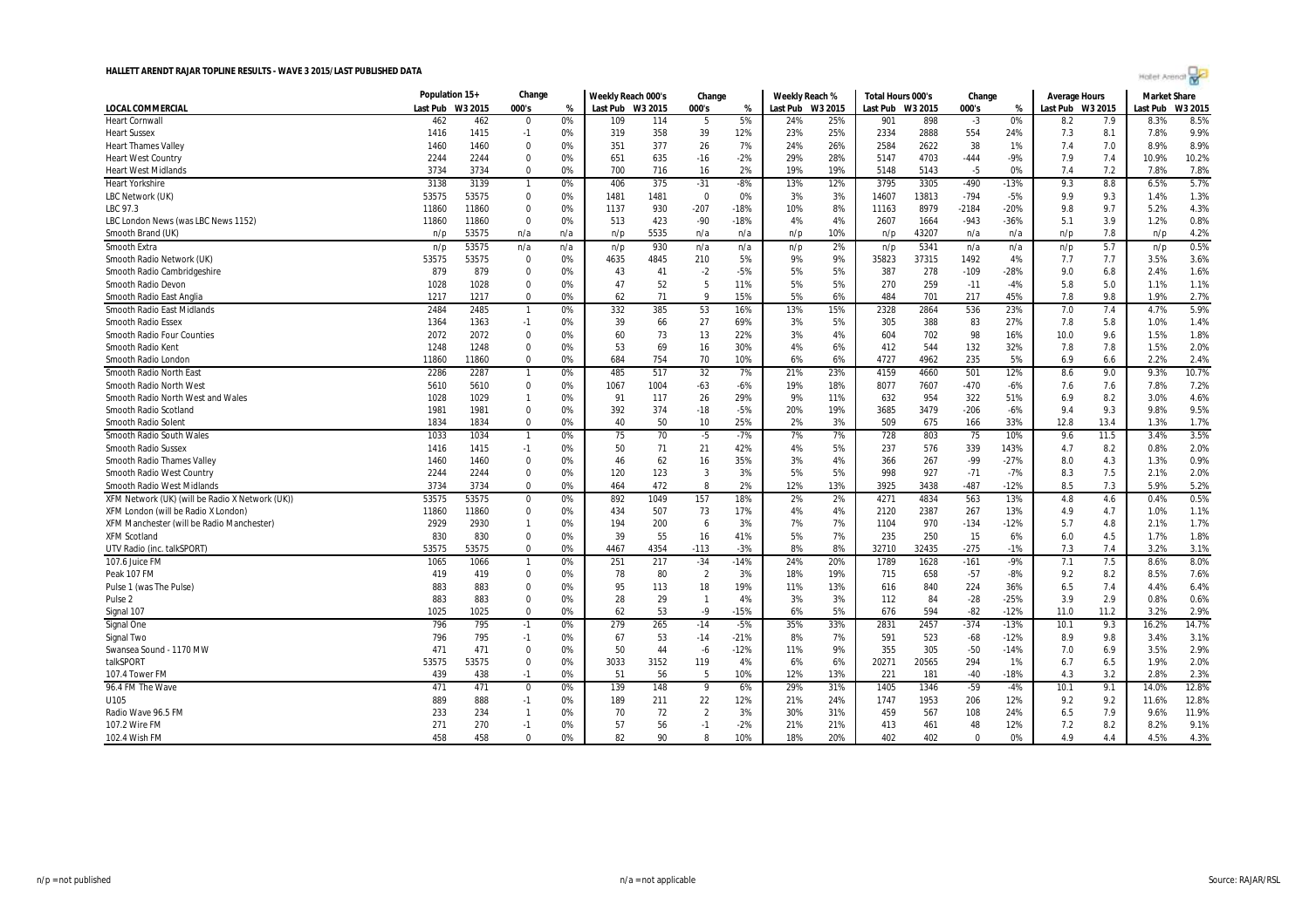# HALLETT ARENDT RAJAR TOPLINE RESULTS - WAVE 3 2015/LAST PUBLISHED DATA

| LOCAL COMMERCIAL | Population 15+ | | Change | | Weekly Reach 000's | | Change | | Weekly Reach % | | Total Hours 000's | | Change | | Average Hours | | Market Share | |
|---|---|---|---|---|---|---|---|---|---|---|---|---|---|---|---|---|---|---|
| | Last Pub | W3 2015 | 000's | % | Last Pub | W3 2015 | 000's | % | Last Pub | W3 2015 | Last Pub | W3 2015 | 000's | % | Last Pub | W3 2015 | Last Pub | W3 2015 |
| Heart Cornwall | 462 | 462 | 0 | 0% | 109 | 114 | 5 | 5% | 24% | 25% | 901 | 898 | -3 | 0% | 8.2 | 7.9 | 8.3% | 8.5% |
| Heart Sussex | 1416 | 1415 | -1 | 0% | 319 | 358 | 39 | 12% | 23% | 25% | 2334 | 2888 | 554 | 24% | 7.3 | 8.1 | 7.8% | 9.9% |
| Heart Thames Valley | 1460 | 1460 | 0 | 0% | 351 | 377 | 26 | 7% | 24% | 26% | 2584 | 2622 | 38 | 1% | 7.4 | 7.0 | 8.9% | 8.9% |
| Heart West Country | 2244 | 2244 | 0 | 0% | 651 | 635 | -16 | -2% | 29% | 28% | 5147 | 4703 | -444 | -9% | 7.9 | 7.4 | 10.9% | 10.2% |
| Heart West Midlands | 3734 | 3734 | 0 | 0% | 700 | 716 | 16 | 2% | 19% | 19% | 5148 | 5143 | -5 | 0% | 7.4 | 7.2 | 7.8% | 7.8% |
| Heart Yorkshire | 3138 | 3139 | 1 | 0% | 406 | 375 | -31 | -8% | 13% | 12% | 3795 | 3305 | -490 | -13% | 9.3 | 8.8 | 6.5% | 5.7% |
| LBC Network (UK) | 53575 | 53575 | 0 | 0% | 1481 | 1481 | 0 | 0% | 3% | 3% | 14607 | 13813 | -794 | -5% | 9.9 | 9.3 | 1.4% | 1.3% |
| LBC 97.3 | 11860 | 11860 | 0 | 0% | 1137 | 930 | -207 | -18% | 10% | 8% | 11163 | 8979 | -2184 | -20% | 9.8 | 9.7 | 5.2% | 4.3% |
| LBC London News (was LBC News 1152) | 11860 | 11860 | 0 | 0% | 513 | 423 | -90 | -18% | 4% | 4% | 2607 | 1664 | -943 | -36% | 5.1 | 3.9 | 1.2% | 0.8% |
| Smooth Brand (UK) | n/p | 53575 | n/a | n/a | n/p | 5535 | n/a | n/a | n/p | 10% | n/p | 43207 | n/a | n/a | n/p | 7.8 | n/p | 4.2% |
| Smooth Extra | n/p | 53575 | n/a | n/a | n/p | 930 | n/a | n/a | n/p | 2% | n/p | 5341 | n/a | n/a | n/p | 5.7 | n/p | 0.5% |
| Smooth Radio Network (UK) | 53575 | 53575 | 0 | 0% | 4635 | 4845 | 210 | 5% | 9% | 9% | 35823 | 37315 | 1492 | 4% | 7.7 | 7.7 | 3.5% | 3.6% |
| Smooth Radio Cambridgeshire | 879 | 879 | 0 | 0% | 43 | 41 | -2 | -5% | 5% | 5% | 387 | 278 | -109 | -28% | 9.0 | 6.8 | 2.4% | 1.6% |
| Smooth Radio Devon | 1028 | 1028 | 0 | 0% | 47 | 52 | 5 | 11% | 5% | 5% | 270 | 259 | -11 | -4% | 5.8 | 5.0 | 1.1% | 1.1% |
| Smooth Radio East Anglia | 1217 | 1217 | 0 | 0% | 62 | 71 | 9 | 15% | 5% | 6% | 484 | 701 | 217 | 45% | 7.8 | 9.8 | 1.9% | 2.7% |
| Smooth Radio East Midlands | 2484 | 2485 | 1 | 0% | 332 | 385 | 53 | 16% | 13% | 15% | 2328 | 2864 | 536 | 23% | 7.0 | 7.4 | 4.7% | 5.9% |
| Smooth Radio Essex | 1364 | 1363 | -1 | 0% | 39 | 66 | 27 | 69% | 3% | 5% | 305 | 388 | 83 | 27% | 7.8 | 5.8 | 1.0% | 1.4% |
| Smooth Radio Four Counties | 2072 | 2072 | 0 | 0% | 60 | 73 | 13 | 22% | 3% | 4% | 604 | 702 | 98 | 16% | 10.0 | 9.6 | 1.5% | 1.8% |
| Smooth Radio Kent | 1248 | 1248 | 0 | 0% | 53 | 69 | 16 | 30% | 4% | 6% | 412 | 544 | 132 | 32% | 7.8 | 7.8 | 1.5% | 2.0% |
| Smooth Radio London | 11860 | 11860 | 0 | 0% | 684 | 754 | 70 | 10% | 6% | 6% | 4727 | 4962 | 235 | 5% | 6.9 | 6.6 | 2.2% | 2.4% |
| Smooth Radio North East | 2286 | 2287 | 1 | 0% | 485 | 517 | 32 | 7% | 21% | 23% | 4159 | 4660 | 501 | 12% | 8.6 | 9.0 | 9.3% | 10.7% |
| Smooth Radio North West | 5610 | 5610 | 0 | 0% | 1067 | 1004 | -63 | -6% | 19% | 18% | 8077 | 7607 | -470 | -6% | 7.6 | 7.6 | 7.8% | 7.2% |
| Smooth Radio North West and Wales | 1028 | 1029 | 1 | 0% | 91 | 117 | 26 | 29% | 9% | 11% | 632 | 954 | 322 | 51% | 6.9 | 8.2 | 3.0% | 4.6% |
| Smooth Radio Scotland | 1981 | 1981 | 0 | 0% | 392 | 374 | -18 | -5% | 20% | 19% | 3685 | 3479 | -206 | -6% | 9.4 | 9.3 | 9.8% | 9.5% |
| Smooth Radio Solent | 1834 | 1834 | 0 | 0% | 40 | 50 | 10 | 25% | 2% | 3% | 509 | 675 | 166 | 33% | 12.8 | 13.4 | 1.3% | 1.7% |
| Smooth Radio South Wales | 1033 | 1034 | 1 | 0% | 75 | 70 | -5 | -7% | 7% | 7% | 728 | 803 | 75 | 10% | 9.6 | 11.5 | 3.4% | 3.5% |
| Smooth Radio Sussex | 1416 | 1415 | -1 | 0% | 50 | 71 | 21 | 42% | 4% | 5% | 237 | 576 | 339 | 143% | 4.7 | 8.2 | 0.8% | 2.0% |
| Smooth Radio Thames Valley | 1460 | 1460 | 0 | 0% | 46 | 62 | 16 | 35% | 3% | 4% | 366 | 267 | -99 | -27% | 8.0 | 4.3 | 1.3% | 0.9% |
| Smooth Radio West Country | 2244 | 2244 | 0 | 0% | 120 | 123 | 3 | 3% | 5% | 5% | 998 | 927 | -71 | -7% | 8.3 | 7.5 | 2.1% | 2.0% |
| Smooth Radio West Midlands | 3734 | 3734 | 0 | 0% | 464 | 472 | 8 | 2% | 12% | 13% | 3925 | 3438 | -487 | -12% | 8.5 | 7.3 | 5.9% | 5.2% |
| XFM Network (UK) (will be Radio X Network (UK)) | 53575 | 53575 | 0 | 0% | 892 | 1049 | 157 | 18% | 2% | 2% | 4271 | 4834 | 563 | 13% | 4.8 | 4.6 | 0.4% | 0.5% |
| XFM London (will be Radio X London) | 11860 | 11860 | 0 | 0% | 434 | 507 | 73 | 17% | 4% | 4% | 2120 | 2387 | 267 | 13% | 4.9 | 4.7 | 1.0% | 1.1% |
| XFM Manchester (will be Radio Manchester) | 2929 | 2930 | 1 | 0% | 194 | 200 | 6 | 3% | 7% | 7% | 1104 | 970 | -134 | -12% | 5.7 | 4.8 | 2.1% | 1.7% |
| XFM Scotland | 830 | 830 | 0 | 0% | 39 | 55 | 16 | 41% | 5% | 7% | 235 | 250 | 15 | 6% | 6.0 | 4.5 | 1.7% | 1.8% |
| UTV Radio (inc. talkSPORT) | 53575 | 53575 | 0 | 0% | 4467 | 4354 | -113 | -3% | 8% | 8% | 32710 | 32435 | -275 | -1% | 7.3 | 7.4 | 3.2% | 3.1% |
| 107.6 Juice FM | 1065 | 1066 | 1 | 0% | 251 | 217 | -34 | -14% | 24% | 20% | 1789 | 1628 | -161 | -9% | 7.1 | 7.5 | 8.6% | 8.0% |
| Peak 107 FM | 419 | 419 | 0 | 0% | 78 | 80 | 2 | 3% | 18% | 19% | 715 | 658 | -57 | -8% | 9.2 | 8.2 | 8.5% | 7.6% |
| Pulse 1 (was The Pulse) | 883 | 883 | 0 | 0% | 95 | 113 | 18 | 19% | 11% | 13% | 616 | 840 | 224 | 36% | 6.5 | 7.4 | 4.4% | 6.4% |
| Pulse 2 | 883 | 883 | 0 | 0% | 28 | 29 | 1 | 4% | 3% | 3% | 112 | 84 | -28 | -25% | 3.9 | 2.9 | 0.8% | 0.6% |
| Signal 107 | 1025 | 1025 | 0 | 0% | 62 | 53 | -9 | -15% | 6% | 5% | 676 | 594 | -82 | -12% | 11.0 | 11.2 | 3.2% | 2.9% |
| Signal One | 796 | 795 | -1 | 0% | 279 | 265 | -14 | -5% | 35% | 33% | 2831 | 2457 | -374 | -13% | 10.1 | 9.3 | 16.2% | 14.7% |
| Signal Two | 796 | 795 | -1 | 0% | 67 | 53 | -14 | -21% | 8% | 7% | 591 | 523 | -68 | -12% | 8.9 | 9.8 | 3.4% | 3.1% |
| Swansea Sound - 1170 MW | 471 | 471 | 0 | 0% | 50 | 44 | -6 | -12% | 11% | 9% | 355 | 305 | -50 | -14% | 7.0 | 6.9 | 3.5% | 2.9% |
| talkSPORT | 53575 | 53575 | 0 | 0% | 3033 | 3152 | 119 | 4% | 6% | 6% | 20271 | 20565 | 294 | 1% | 6.7 | 6.5 | 1.9% | 2.0% |
| 107.4 Tower FM | 439 | 438 | -1 | 0% | 51 | 56 | 5 | 10% | 12% | 13% | 221 | 181 | -40 | -18% | 4.3 | 3.2 | 2.8% | 2.3% |
| 96.4 FM The Wave | 471 | 471 | 0 | 0% | 139 | 148 | 9 | 6% | 29% | 31% | 1405 | 1346 | -59 | -4% | 10.1 | 9.1 | 14.0% | 12.8% |
| U105 | 889 | 888 | -1 | 0% | 189 | 211 | 22 | 12% | 21% | 24% | 1747 | 1953 | 206 | 12% | 9.2 | 9.2 | 11.6% | 12.8% |
| Radio Wave 96.5 FM | 233 | 234 | 1 | 0% | 70 | 72 | 2 | 3% | 30% | 31% | 459 | 567 | 108 | 24% | 6.5 | 7.9 | 9.6% | 11.9% |
| 107.2 Wire FM | 271 | 270 | -1 | 0% | 57 | 56 | -1 | -2% | 21% | 21% | 413 | 461 | 48 | 12% | 7.2 | 8.2 | 8.2% | 9.1% |
| 102.4 Wish FM | 458 | 458 | 0 | 0% | 82 | 90 | 8 | 10% | 18% | 20% | 402 | 402 | 0 | 0% | 4.9 | 4.4 | 4.5% | 4.3% |

n/p = not published

n/a = not applicable

Source: RAJAR/RSL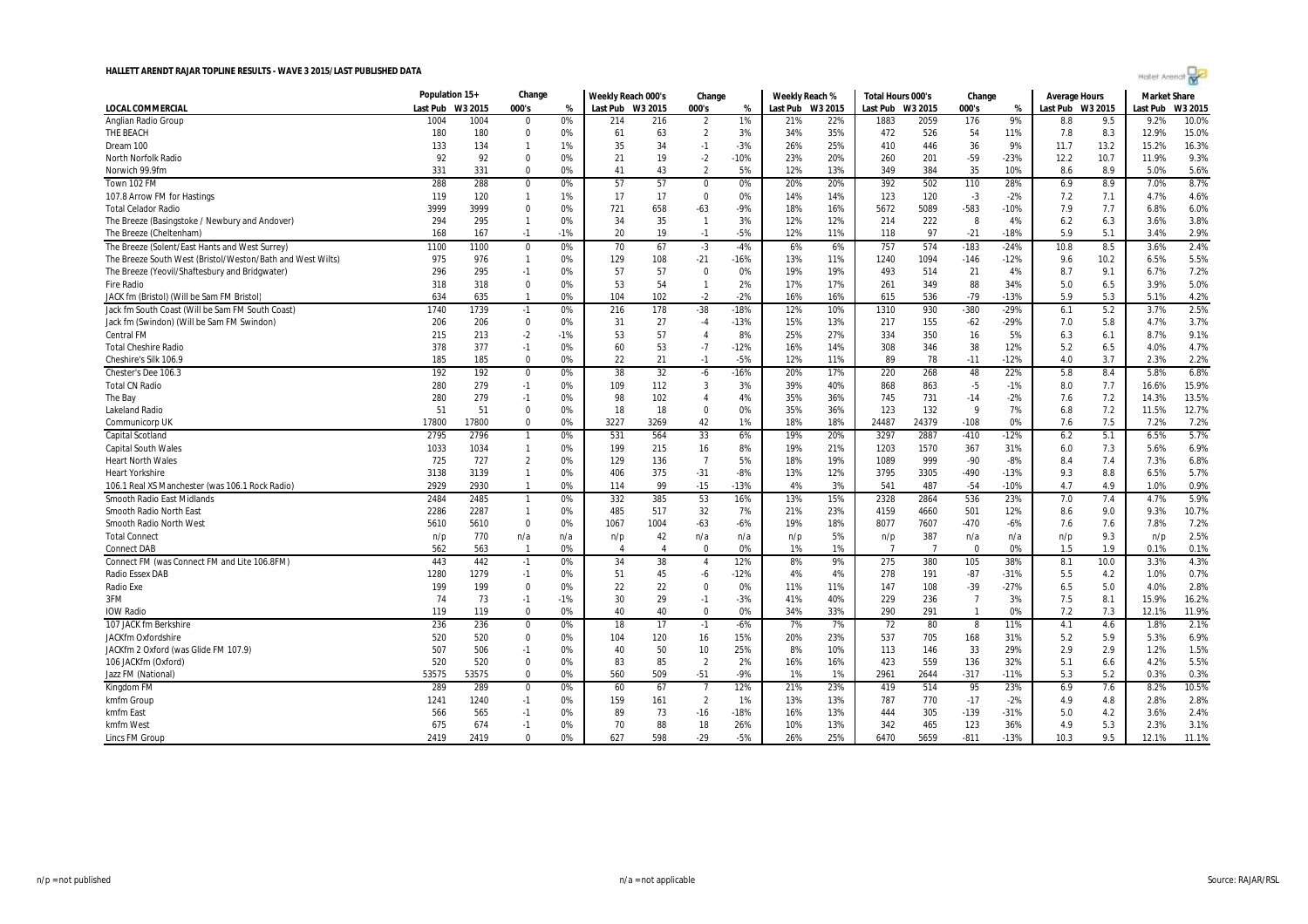# HALLETT ARENDT RAJAR TOPLINE RESULTS - WAVE 3 2015/LAST PUBLISHED DATA

| LOCAL COMMERCIAL | Population 15+ | | Change | | Weekly Reach 000's | | Change | | Weekly Reach % | | Total Hours 000's | | Change | | Average Hours | | Market Share | |
|---|---|---|---|---|---|---|---|---|---|---|---|---|---|---|---|---|---|---|
| | Last Pub | W3 2015 | 000's | % | Last Pub | W3 2015 | 000's | % | Last Pub | W3 2015 | Last Pub | W3 2015 | 000's | % | Last Pub | W3 2015 | Last Pub | W3 2015 |
| Anglian Radio Group | 1004 | 1004 | 0 | 0% | 214 | 216 | 2 | 1% | 21% | 22% | 1883 | 2059 | 176 | 9% | 8.8 | 9.5 | 9.2% | 10.0% |
| THE BEACH | 180 | 180 | 0 | 0% | 61 | 63 | 2 | 3% | 34% | 35% | 472 | 526 | 54 | 11% | 7.8 | 8.3 | 12.9% | 15.0% |
| Dream 100 | 133 | 134 | 1 | 1% | 35 | 34 | -1 | -3% | 26% | 25% | 410 | 446 | 36 | 9% | 11.7 | 13.2 | 15.2% | 16.3% |
| North Norfolk Radio | 92 | 92 | 0 | 0% | 21 | 19 | -2 | -10% | 23% | 20% | 260 | 201 | -59 | -23% | 12.2 | 10.7 | 11.9% | 9.3% |
| Norwich 99.9fm | 331 | 331 | 0 | 0% | 41 | 43 | 2 | 5% | 12% | 13% | 349 | 384 | 35 | 10% | 8.6 | 8.9 | 5.0% | 5.6% |
| Town 102 FM | 288 | 288 | 0 | 0% | 57 | 57 | 0 | 0% | 20% | 20% | 392 | 502 | 110 | 28% | 6.9 | 8.9 | 7.0% | 8.7% |
| 107.8 Arrow FM for Hastings | 119 | 120 | 1 | 1% | 17 | 17 | 0 | 0% | 14% | 14% | 123 | 120 | -3 | -2% | 7.2 | 7.1 | 4.7% | 4.6% |
| Total Celador Radio | 3999 | 3999 | 0 | 0% | 721 | 658 | -63 | -9% | 18% | 16% | 5672 | 5089 | -583 | -10% | 7.9 | 7.7 | 6.8% | 6.0% |
| The Breeze (Basingstoke / Newbury and Andover) | 294 | 295 | 1 | 0% | 34 | 35 | 1 | 3% | 12% | 12% | 214 | 222 | 8 | 4% | 6.2 | 6.3 | 3.6% | 3.8% |
| The Breeze (Cheltenham) | 168 | 167 | -1 | -1% | 20 | 19 | -1 | -5% | 12% | 11% | 118 | 97 | -21 | -18% | 5.9 | 5.1 | 3.4% | 2.9% |
| The Breeze (Solent/East Hants and West Surrey) | 1100 | 1100 | 0 | 0% | 70 | 67 | -3 | -4% | 6% | 6% | 757 | 574 | -183 | -24% | 10.8 | 8.5 | 3.6% | 2.4% |
| The Breeze South West (Bristol/Weston/Bath and West Wilts) | 975 | 976 | 1 | 0% | 129 | 108 | -21 | -16% | 13% | 11% | 1240 | 1094 | -146 | -12% | 9.6 | 10.2 | 6.5% | 5.5% |
| The Breeze (Yeovil/Shaftesbury and Bridgwater) | 296 | 295 | -1 | 0% | 57 | 57 | 0 | 0% | 19% | 19% | 493 | 514 | 21 | 4% | 8.7 | 9.1 | 6.7% | 7.2% |
| Fire Radio | 318 | 318 | 0 | 0% | 53 | 54 | 1 | 2% | 17% | 17% | 261 | 349 | 88 | 34% | 5.0 | 6.5 | 3.9% | 5.0% |
| JACK fm (Bristol) (Will be Sam FM Bristol) | 634 | 635 | 1 | 0% | 104 | 102 | -2 | -2% | 16% | 16% | 615 | 536 | -79 | -13% | 5.9 | 5.3 | 5.1% | 4.2% |
| Jack fm South Coast (Will be Sam FM South Coast) | 1740 | 1739 | -1 | 0% | 216 | 178 | -38 | -18% | 12% | 10% | 1310 | 930 | -380 | -29% | 6.1 | 5.2 | 3.7% | 2.5% |
| Jack fm (Swindon) (Will be Sam FM Swindon) | 206 | 206 | 0 | 0% | 31 | 27 | -4 | -13% | 15% | 13% | 217 | 155 | -62 | -29% | 7.0 | 5.8 | 4.7% | 3.7% |
| Central FM | 215 | 213 | -2 | -1% | 53 | 57 | 4 | 8% | 25% | 27% | 334 | 350 | 16 | 5% | 6.3 | 6.1 | 8.7% | 9.1% |
| Total Cheshire Radio | 378 | 377 | -1 | 0% | 60 | 53 | -7 | -12% | 16% | 14% | 308 | 346 | 38 | 12% | 5.2 | 6.5 | 4.0% | 4.7% |
| Cheshire's Silk 106.9 | 185 | 185 | 0 | 0% | 22 | 21 | -1 | -5% | 12% | 11% | 89 | 78 | -11 | -12% | 4.0 | 3.7 | 2.3% | 2.2% |
| Chester's Dee 106.3 | 192 | 192 | 0 | 0% | 38 | 32 | -6 | -16% | 20% | 17% | 220 | 268 | 48 | 22% | 5.8 | 8.4 | 5.8% | 6.8% |
| Total CN Radio | 280 | 279 | -1 | 0% | 109 | 112 | 3 | 3% | 39% | 40% | 868 | 863 | -5 | -1% | 8.0 | 7.7 | 16.6% | 15.9% |
| The Bay | 280 | 279 | -1 | 0% | 98 | 102 | 4 | 4% | 35% | 36% | 745 | 731 | -14 | -2% | 7.6 | 7.2 | 14.3% | 13.5% |
| Lakeland Radio | 51 | 51 | 0 | 0% | 18 | 18 | 0 | 0% | 35% | 36% | 123 | 132 | 9 | 7% | 6.8 | 7.2 | 11.5% | 12.7% |
| Communicorp UK | 17800 | 17800 | 0 | 0% | 3227 | 3269 | 42 | 1% | 18% | 18% | 24487 | 24379 | -108 | 0% | 7.6 | 7.5 | 7.2% | 7.2% |
| Capital Scotland | 2795 | 2796 | 1 | 0% | 531 | 564 | 33 | 6% | 19% | 20% | 3297 | 2887 | -410 | -12% | 6.2 | 5.1 | 6.5% | 5.7% |
| Capital South Wales | 1033 | 1034 | 1 | 0% | 199 | 215 | 16 | 8% | 19% | 21% | 1203 | 1570 | 367 | 31% | 6.0 | 7.3 | 5.6% | 6.9% |
| Heart North Wales | 725 | 727 | 2 | 0% | 129 | 136 | 7 | 5% | 18% | 19% | 1089 | 999 | -90 | -8% | 8.4 | 7.4 | 7.3% | 6.8% |
| Heart Yorkshire | 3138 | 3139 | 1 | 0% | 406 | 375 | -31 | -8% | 13% | 12% | 3795 | 3305 | -490 | -13% | 9.3 | 8.8 | 6.5% | 5.7% |
| 106.1 Real XS Manchester (was 106.1 Rock Radio) | 2929 | 2930 | 1 | 0% | 114 | 99 | -15 | -13% | 4% | 3% | 541 | 487 | -54 | -10% | 4.7 | 4.9 | 1.0% | 0.9% |
| Smooth Radio East Midlands | 2484 | 2485 | 1 | 0% | 332 | 385 | 53 | 16% | 13% | 15% | 2328 | 2864 | 536 | 23% | 7.0 | 7.4 | 4.7% | 5.9% |
| Smooth Radio North East | 2286 | 2287 | 1 | 0% | 485 | 517 | 32 | 7% | 21% | 23% | 4159 | 4660 | 501 | 12% | 8.6 | 9.0 | 9.3% | 10.7% |
| Smooth Radio North West | 5610 | 5610 | 0 | 0% | 1067 | 1004 | -63 | -6% | 19% | 18% | 8077 | 7607 | -470 | -6% | 7.6 | 7.6 | 7.8% | 7.2% |
| Total Connect | n/p | 770 | n/a | n/a | n/p | 42 | n/a | n/a | n/p | 5% | n/p | 387 | n/a | n/a | n/p | 9.3 | n/p | 2.5% |
| Connect DAB | 562 | 563 | 1 | 0% | 4 | 4 | 0 | 0% | 1% | 1% | 7 | 7 | 0 | 0% | 1.5 | 1.9 | 0.1% | 0.1% |
| Connect FM (was Connect FM and Lite 106.8FM) | 443 | 442 | -1 | 0% | 34 | 38 | 4 | 12% | 8% | 9% | 275 | 380 | 105 | 38% | 8.1 | 10.0 | 3.3% | 4.3% |
| Radio Essex DAB | 1280 | 1279 | -1 | 0% | 51 | 45 | -6 | -12% | 4% | 4% | 278 | 191 | -87 | -31% | 5.5 | 4.2 | 1.0% | 0.7% |
| Radio Exe | 199 | 199 | 0 | 0% | 22 | 22 | 0 | 0% | 11% | 11% | 147 | 108 | -39 | -27% | 6.5 | 5.0 | 4.0% | 2.8% |
| 3FM | 74 | 73 | -1 | -1% | 30 | 29 | -1 | -3% | 41% | 40% | 229 | 236 | 7 | 3% | 7.5 | 8.1 | 15.9% | 16.2% |
| IOW Radio | 119 | 119 | 0 | 0% | 40 | 40 | 0 | 0% | 34% | 33% | 290 | 291 | 1 | 0% | 7.2 | 7.3 | 12.1% | 11.9% |
| 107 JACK fm Berkshire | 236 | 236 | 0 | 0% | 18 | 17 | -1 | -6% | 7% | 7% | 72 | 80 | 8 | 11% | 4.1 | 4.6 | 1.8% | 2.1% |
| JACKfm Oxfordshire | 520 | 520 | 0 | 0% | 104 | 120 | 16 | 15% | 20% | 23% | 537 | 705 | 168 | 31% | 5.2 | 5.9 | 5.3% | 6.9% |
| JACKfm 2 Oxford (was Glide FM 107.9) | 507 | 506 | -1 | 0% | 40 | 50 | 10 | 25% | 8% | 10% | 113 | 146 | 33 | 29% | 2.9 | 2.9 | 1.2% | 1.5% |
| 106 JACKfm (Oxford) | 520 | 520 | 0 | 0% | 83 | 85 | 2 | 2% | 16% | 16% | 423 | 559 | 136 | 32% | 5.1 | 6.6 | 4.2% | 5.5% |
| Jazz FM (National) | 53575 | 53575 | 0 | 0% | 560 | 509 | -51 | -9% | 1% | 1% | 2961 | 2644 | -317 | -11% | 5.3 | 5.2 | 0.3% | 0.3% |
| Kingdom FM | 289 | 289 | 0 | 0% | 60 | 67 | 7 | 12% | 21% | 23% | 419 | 514 | 95 | 23% | 6.9 | 7.6 | 8.2% | 10.5% |
| kmfm Group | 1241 | 1240 | -1 | 0% | 159 | 161 | 2 | 1% | 13% | 13% | 787 | 770 | -17 | -2% | 4.9 | 4.8 | 2.8% | 2.8% |
| kmfm East | 566 | 565 | -1 | 0% | 89 | 73 | -16 | -18% | 16% | 13% | 444 | 305 | -139 | -31% | 5.0 | 4.2 | 3.6% | 2.4% |
| kmfm West | 675 | 674 | -1 | 0% | 70 | 88 | 18 | 26% | 10% | 13% | 342 | 465 | 123 | 36% | 4.9 | 5.3 | 2.3% | 3.1% |
| Lincs FM Group | 2419 | 2419 | 0 | 0% | 627 | 598 | -29 | -5% | 26% | 25% | 6470 | 5659 | -811 | -13% | 10.3 | 9.5 | 12.1% | 11.1% |

n/p = not published | n/a = not applicable | Source: RAJAR/RSL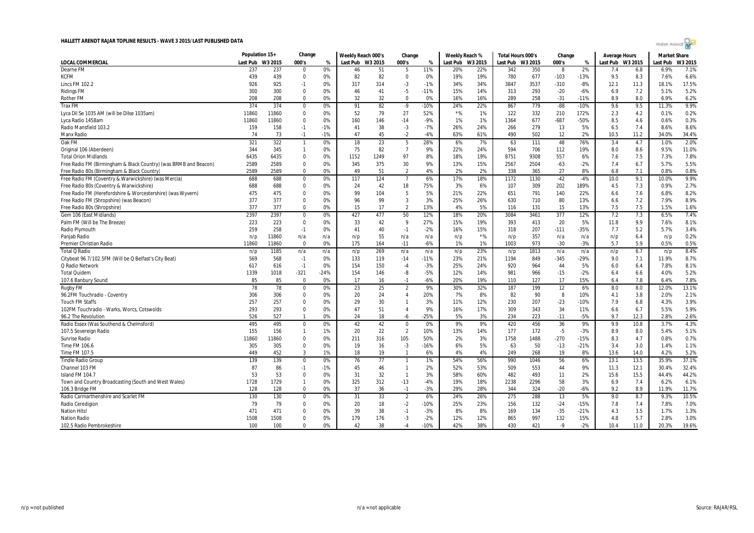# HALLETT ARENDT RAJAR TOPLINE RESULTS - WAVE 3 2015/LAST PUBLISHED DATA

| LOCAL COMMERCIAL | Population 15+ | | Change | | Weekly Reach 000's | | Change | | Weekly Reach % | | Total Hours 000's | | Change | | Average Hours | | Market Share | |
|---|---|---|---|---|---|---|---|---|---|---|---|---|---|---|---|---|---|---|
| | Last Pub | W3 2015 | 000's | % | Last Pub | W3 2015 | 000's | % | Last Pub | W3 2015 | Last Pub | W3 2015 | 000's | % | Last Pub | W3 2015 | Last Pub | W3 2015 |
| Dearne FM | 237 | 237 | 0 | 0% | 46 | 51 | 5 | 11% | 20% | 22% | 342 | 350 | 8 | 2% | 7.4 | 6.8 | 6.9% | 7.1% |
| KCFM | 439 | 439 | 0 | 0% | 82 | 82 | 0 | 0% | 19% | 19% | 780 | 677 | -103 | -13% | 9.5 | 8.3 | 7.6% | 6.6% |
| Lincs FM 102.2 | 926 | 925 | -1 | 0% | 317 | 314 | -3 | -1% | 34% | 34% | 3847 | 3537 | -310 | -8% | 12.1 | 11.3 | 18.1% | 17.5% |
| Ridings FM | 300 | 300 | 0 | 0% | 46 | 41 | -5 | -11% | 15% | 14% | 313 | 293 | -20 | -6% | 6.9 | 7.2 | 5.1% | 5.2% |
| Rother FM | 208 | 208 | 0 | 0% | 32 | 32 | 0 | 0% | 16% | 16% | 289 | 258 | -31 | -11% | 8.9 | 8.0 | 6.9% | 6.2% |
| Trax FM | 374 | 374 | 0 | 0% | 91 | 82 | -9 | -10% | 24% | 22% | 867 | 779 | -88 | -10% | 9.6 | 9.5 | 11.3% | 9.9% |
| Lyca Dil Se 1035 AM (will be Dilse 1035am) | 11860 | 11860 | 0 | 0% | 52 | 79 | 27 | 52% | *% | 1% | 122 | 332 | 210 | 172% | 2.3 | 4.2 | 0.1% | 0.2% |
| Lyca Radio 1458am | 11860 | 11860 | 0 | 0% | 160 | 146 | -14 | -9% | 1% | 1% | 1364 | 677 | -687 | -50% | 8.5 | 4.6 | 0.6% | 0.3% |
| Radio Mansfield 103.2 | 159 | 158 | -1 | -1% | 41 | 38 | -3 | -7% | 26% | 24% | 266 | 279 | 13 | 5% | 6.5 | 7.4 | 8.6% | 8.6% |
| Manx Radio | 74 | 73 | -1 | -1% | 47 | 45 | -2 | -4% | 63% | 61% | 490 | 502 | 12 | 2% | 10.5 | 11.2 | 34.0% | 34.4% |
| Oak FM | 321 | 322 | 1 | 0% | 18 | 23 | 5 | 28% | 6% | 7% | 63 | 111 | 48 | 76% | 3.4 | 4.7 | 1.0% | 2.0% |
| Original 106 (Aberdeen) | 344 | 345 | 1 | 0% | 75 | 82 | 7 | 9% | 22% | 24% | 594 | 706 | 112 | 19% | 8.0 | 8.6 | 9.5% | 11.0% |
| Total Orion Midlands | 6435 | 6435 | 0 | 0% | 1152 | 1249 | 97 | 8% | 18% | 19% | 8751 | 9308 | 557 | 6% | 7.6 | 7.5 | 7.3% | 7.8% |
| Free Radio FM (Birmingham & Black Country) (was BRMB and Beacon) | 2589 | 2589 | 0 | 0% | 345 | 375 | 30 | 9% | 13% | 15% | 2567 | 2504 | -63 | -2% | 7.4 | 6.7 | 5.7% | 5.5% |
| Free Radio 80s (Birmingham & Black Country) | 2589 | 2589 | 0 | 0% | 49 | 51 | 2 | 4% | 2% | 2% | 338 | 365 | 27 | 8% | 6.8 | 7.1 | 0.8% | 0.8% |
| Free Radio FM (Coventry & Warwickshire) (was Mercia) | 688 | 688 | 0 | 0% | 117 | 124 | 7 | 6% | 17% | 18% | 1172 | 1130 | -42 | -4% | 10.0 | 9.1 | 10.0% | 9.9% |
| Free Radio 80s (Coventry & Warwickshire) | 688 | 688 | 0 | 0% | 24 | 42 | 18 | 75% | 3% | 6% | 107 | 309 | 202 | 189% | 4.5 | 7.3 | 0.9% | 2.7% |
| Free Radio FM (Herefordshire & Worcestershire) (was Wyvern) | 475 | 475 | 0 | 0% | 99 | 104 | 5 | 5% | 21% | 22% | 651 | 791 | 140 | 22% | 6.6 | 7.6 | 6.8% | 8.2% |
| Free Radio FM (Shropshire) (was Beacon) | 377 | 377 | 0 | 0% | 96 | 99 | 3 | 3% | 25% | 26% | 630 | 710 | 80 | 13% | 6.6 | 7.2 | 7.9% | 8.9% |
| Free Radio 80s (Shropshire) | 377 | 377 | 0 | 0% | 15 | 17 | 2 | 13% | 4% | 5% | 116 | 131 | 15 | 13% | 7.5 | 7.5 | 1.5% | 1.6% |
| Gem 106 (East Midlands) | 2397 | 2397 | 0 | 0% | 427 | 477 | 50 | 12% | 18% | 20% | 3084 | 3461 | 377 | 12% | 7.2 | 7.3 | 6.5% | 7.4% |
| Palm FM (Will be The Breeze) | 223 | 223 | 0 | 0% | 33 | 42 | 9 | 27% | 15% | 19% | 393 | 413 | 20 | 5% | 11.8 | 9.9 | 7.6% | 8.1% |
| Radio Plymouth | 259 | 258 | -1 | 0% | 41 | 40 | -1 | -2% | 16% | 15% | 318 | 207 | -111 | -35% | 7.7 | 5.2 | 5.7% | 3.4% |
| Panjab Radio | n/p | 11860 | n/a | n/a | n/p | 55 | n/a | n/a | n/p | *% | n/p | 357 | n/a | n/a | n/p | 6.4 | n/p | 0.2% |
| Premier Christian Radio | 11860 | 11860 | 0 | 0% | 175 | 164 | -11 | -6% | 1% | 1% | 1003 | 973 | -30 | -3% | 5.7 | 5.9 | 0.5% | 0.5% |
| Total Q Radio | n/p | 1185 | n/a | n/a | n/p | 269 | n/a | n/a | n/p | 23% | n/p | 1813 | n/a | n/a | n/p | 6.7 | n/p | 8.4% |
| Citybeat 96.7/102.5FM (Will be Q Belfast's City Beat) | 569 | 568 | -1 | 0% | 133 | 119 | -14 | -11% | 23% | 21% | 1194 | 849 | -345 | -29% | 9.0 | 7.1 | 11.9% | 8.7% |
| Q Radio Network | 617 | 616 | -1 | 0% | 154 | 150 | -4 | -3% | 25% | 24% | 920 | 964 | 44 | 5% | 6.0 | 6.4 | 7.8% | 8.1% |
| Total Quidem | 1339 | 1018 | -321 | -24% | 154 | 146 | -8 | -5% | 12% | 14% | 981 | 966 | -15 | -2% | 6.4 | 6.6 | 4.0% | 5.2% |
| 107.6 Banbury Sound | 85 | 85 | 0 | 0% | 17 | 16 | -1 | -6% | 20% | 19% | 110 | 127 | 17 | 15% | 6.4 | 7.8 | 6.4% | 7.8% |
| Rugby FM | 78 | 78 | 0 | 0% | 23 | 25 | 2 | 9% | 30% | 32% | 187 | 199 | 12 | 6% | 8.0 | 8.0 | 12.0% | 13.1% |
| 96.2FM Touchradio - Coventry | 306 | 306 | 0 | 0% | 20 | 24 | 4 | 20% | 7% | 8% | 82 | 90 | 8 | 10% | 4.1 | 3.8 | 2.0% | 2.1% |
| Touch FM Staffs | 257 | 257 | 0 | 0% | 29 | 30 | 1 | 3% | 11% | 12% | 230 | 207 | -23 | -10% | 7.9 | 6.8 | 4.3% | 3.9% |
| 102FM Touchradio - Warks, Worcs, Cotswolds | 293 | 293 | 0 | 0% | 47 | 51 | 4 | 9% | 16% | 17% | 309 | 343 | 34 | 11% | 6.6 | 6.7 | 5.5% | 5.9% |
| 96.2 The Revolution | 526 | 527 | 1 | 0% | 24 | 18 | -6 | -25% | 5% | 3% | 234 | 223 | -11 | -5% | 9.7 | 12.3 | 2.8% | 2.6% |
| Radio Essex (Was Southend & Chelmsford) | 495 | 495 | 0 | 0% | 42 | 42 | 0 | 0% | 9% | 9% | 420 | 456 | 36 | 9% | 9.9 | 10.8 | 3.7% | 4.3% |
| 107.5 Sovereign Radio | 155 | 156 | 1 | 1% | 20 | 22 | 2 | 10% | 13% | 14% | 177 | 172 | -5 | -3% | 8.9 | 8.0 | 5.4% | 5.1% |
| Sunrise Radio | 11860 | 11860 | 0 | 0% | 211 | 316 | 105 | 50% | 2% | 3% | 1758 | 1488 | -270 | -15% | 8.3 | 4.7 | 0.8% | 0.7% |
| Time FM 106.6 | 305 | 305 | 0 | 0% | 19 | 16 | -3 | -16% | 6% | 5% | 63 | 50 | -13 | -21% | 3.4 | 3.0 | 1.4% | 1.1% |
| Time FM 107.5 | 449 | 452 | 3 | 1% | 18 | 19 | 1 | 6% | 4% | 4% | 249 | 268 | 19 | 8% | 13.6 | 14.0 | 4.2% | 5.2% |
| Tindle Radio Group | 139 | 139 | 0 | 0% | 76 | 77 | 1 | 1% | 54% | 56% | 990 | 1046 | 56 | 6% | 13.1 | 13.5 | 35.9% | 37.1% |
| Channel 103 FM | 87 | 86 | -1 | -1% | 45 | 46 | 1 | 2% | 52% | 53% | 509 | 553 | 44 | 9% | 11.3 | 12.1 | 30.4% | 32.4% |
| Island FM 104.7 | 53 | 53 | 0 | 0% | 31 | 32 | 1 | 3% | 58% | 60% | 482 | 493 | 11 | 2% | 15.6 | 15.5 | 44.4% | 44.2% |
| Town and Country Broadcasting (South and West Wales) | 1728 | 1729 | 1 | 0% | 325 | 312 | -13 | -4% | 19% | 18% | 2238 | 2296 | 58 | 3% | 6.9 | 7.4 | 6.2% | 6.1% |
| 106.3 Bridge FM | 128 | 128 | 0 | 0% | 37 | 36 | -1 | -3% | 29% | 28% | 344 | 324 | -20 | -6% | 9.2 | 8.9 | 11.9% | 11.7% |
| Radio Carmarthenshire and Scarlet FM | 130 | 130 | 0 | 0% | 31 | 33 | 2 | 6% | 24% | 26% | 275 | 288 | 13 | 5% | 9.0 | 8.7 | 9.3% | 10.5% |
| Radio Ceredigion | 79 | 79 | 0 | 0% | 20 | 18 | -2 | -10% | 25% | 23% | 156 | 132 | -24 | -15% | 7.8 | 7.4 | 7.8% | 7.0% |
| Nation Hits! | 471 | 471 | 0 | 0% | 39 | 38 | -1 | -3% | 8% | 8% | 169 | 134 | -35 | -21% | 4.3 | 3.5 | 1.7% | 1.3% |
| Nation Radio | 1508 | 1508 | 0 | 0% | 179 | 176 | -3 | -2% | 12% | 12% | 865 | 997 | 132 | 15% | 4.8 | 5.7 | 2.8% | 3.0% |
| 102.5 Radio Pembrokeshire | 100 | 100 | 0 | 0% | 42 | 38 | -4 | -10% | 42% | 38% | 430 | 421 | -9 | -2% | 10.4 | 11.0 | 20.3% | 19.6% |

n/p = not published

n/a = not applicable

Source: RAJAR/RSL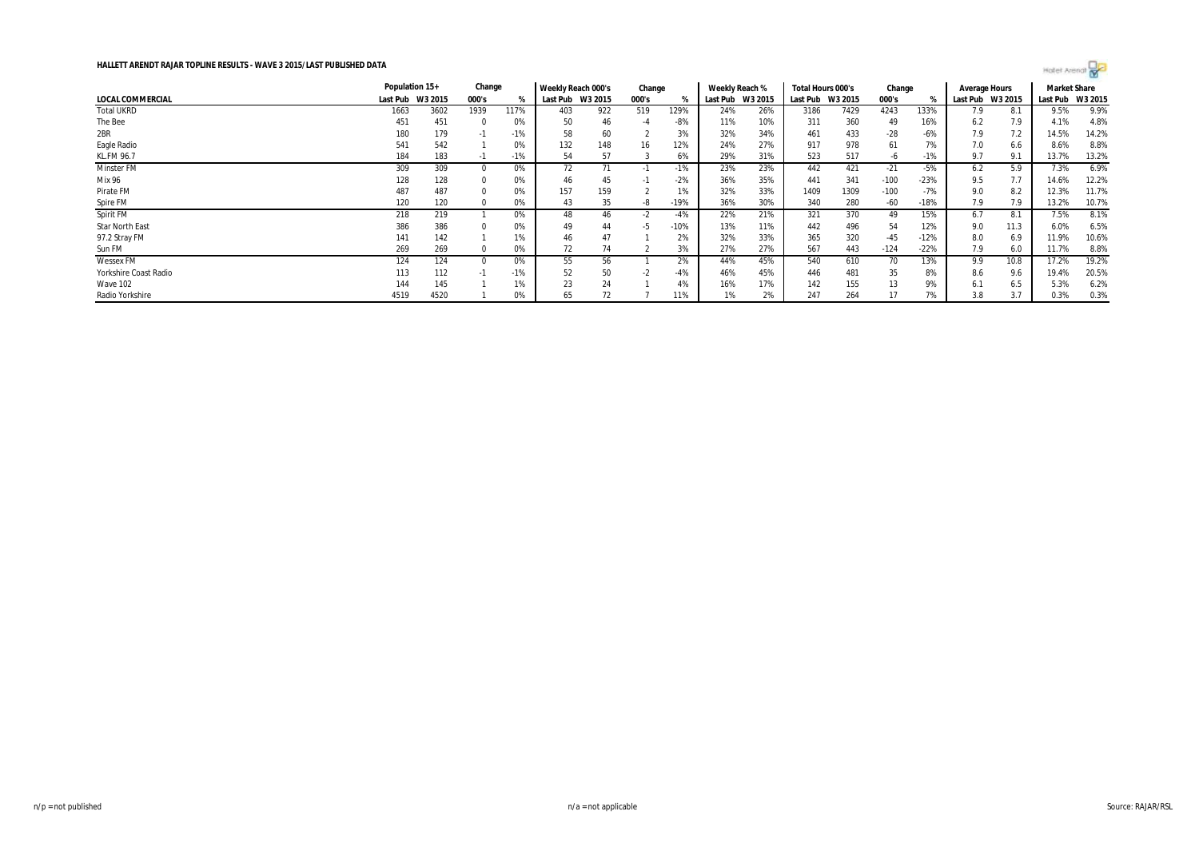**HALLETT ARENDT RAJAR TOPLINE RESULTS - WAVE 3 2015/LAST PUBLISHED DATA**

| LOCAL COMMERCIAL | Population 15+ | | Change | | Weekly Reach 000's | | Change | | Weekly Reach % | | Total Hours 000's | | Change | | Average Hours | | Market Share | |
|---|---|---|---|---|---|---|---|---|---|---|---|---|---|---|---|---|---|---|
| | Last Pub | W3 2015 | 000's | % | Last Pub | W3 2015 | 000's | % | Last Pub | W3 2015 | Last Pub | W3 2015 | 000's | % | Last Pub | W3 2015 | Last Pub | W3 2015 |
| Total UKRD | 1663 | 3602 | 1939 | 117% | 403 | 922 | 519 | 129% | 24% | 26% | 3186 | 7429 | 4243 | 133% | 7.9 | 8.1 | 9.5% | 9.9% |
| The Bee | 451 | 451 | 0 | 0% | 50 | 46 | -4 | -8% | 11% | 10% | 311 | 360 | 49 | 16% | 6.2 | 7.9 | 4.1% | 4.8% |
| 2BR | 180 | 179 | -1 | -1% | 58 | 60 | 2 | 3% | 32% | 34% | 461 | 433 | -28 | -6% | 7.9 | 7.2 | 14.5% | 14.2% |
| Eagle Radio | 541 | 542 | 1 | 0% | 132 | 148 | 16 | 12% | 24% | 27% | 917 | 978 | 61 | 7% | 7.0 | 6.6 | 8.6% | 8.8% |
| KL.FM 96.7 | 184 | 183 | -1 | -1% | 54 | 57 | 3 | 6% | 29% | 31% | 523 | 517 | -6 | -1% | 9.7 | 9.1 | 13.7% | 13.2% |
| Minster FM | 309 | 309 | 0 | 0% | 72 | 71 | -1 | -1% | 23% | 23% | 442 | 421 | -21 | -5% | 6.2 | 5.9 | 7.3% | 6.9% |
| Mix 96 | 128 | 128 | 0 | 0% | 46 | 45 | -1 | -2% | 36% | 35% | 441 | 341 | -100 | -23% | 9.5 | 7.7 | 14.6% | 12.2% |
| Pirate FM | 487 | 487 | 0 | 0% | 157 | 159 | 2 | 1% | 32% | 33% | 1409 | 1309 | -100 | -7% | 9.0 | 8.2 | 12.3% | 11.7% |
| Spire FM | 120 | 120 | 0 | 0% | 43 | 35 | -8 | -19% | 36% | 30% | 340 | 280 | -60 | -18% | 7.9 | 7.9 | 13.2% | 10.7% |
| Spirit FM | 218 | 219 | 1 | 0% | 48 | 46 | -2 | -4% | 22% | 21% | 321 | 370 | 49 | 15% | 6.7 | 8.1 | 7.5% | 8.1% |
| Star North East | 386 | 386 | 0 | 0% | 49 | 44 | -5 | -10% | 13% | 11% | 442 | 496 | 54 | 12% | 9.0 | 11.3 | 6.0% | 6.5% |
| 97.2 Stray FM | 141 | 142 | 1 | 1% | 46 | 47 | 1 | 2% | 32% | 33% | 365 | 320 | -45 | -12% | 8.0 | 6.9 | 11.9% | 10.6% |
| Sun FM | 269 | 269 | 0 | 0% | 72 | 74 | 2 | 3% | 27% | 27% | 567 | 443 | -124 | -22% | 7.9 | 6.0 | 11.7% | 8.8% |
| Wessex FM | 124 | 124 | 0 | 0% | 55 | 56 | 1 | 2% | 44% | 45% | 540 | 610 | 70 | 13% | 9.9 | 10.8 | 17.2% | 19.2% |
| Yorkshire Coast Radio | 113 | 112 | -1 | -1% | 52 | 50 | -2 | -4% | 46% | 45% | 446 | 481 | 35 | 8% | 8.6 | 9.6 | 19.4% | 20.5% |
| Wave 102 | 144 | 145 | 1 | 1% | 23 | 24 | 1 | 4% | 16% | 17% | 142 | 155 | 13 | 9% | 6.1 | 6.5 | 5.3% | 6.2% |
| Radio Yorkshire | 4519 | 4520 | 1 | 0% | 65 | 72 | 7 | 11% | 1% | 2% | 247 | 264 | 17 | 7% | 3.8 | 3.7 | 0.3% | 0.3% |

n/p = not published

n/a = not applicable

Source: RAJAR/RSL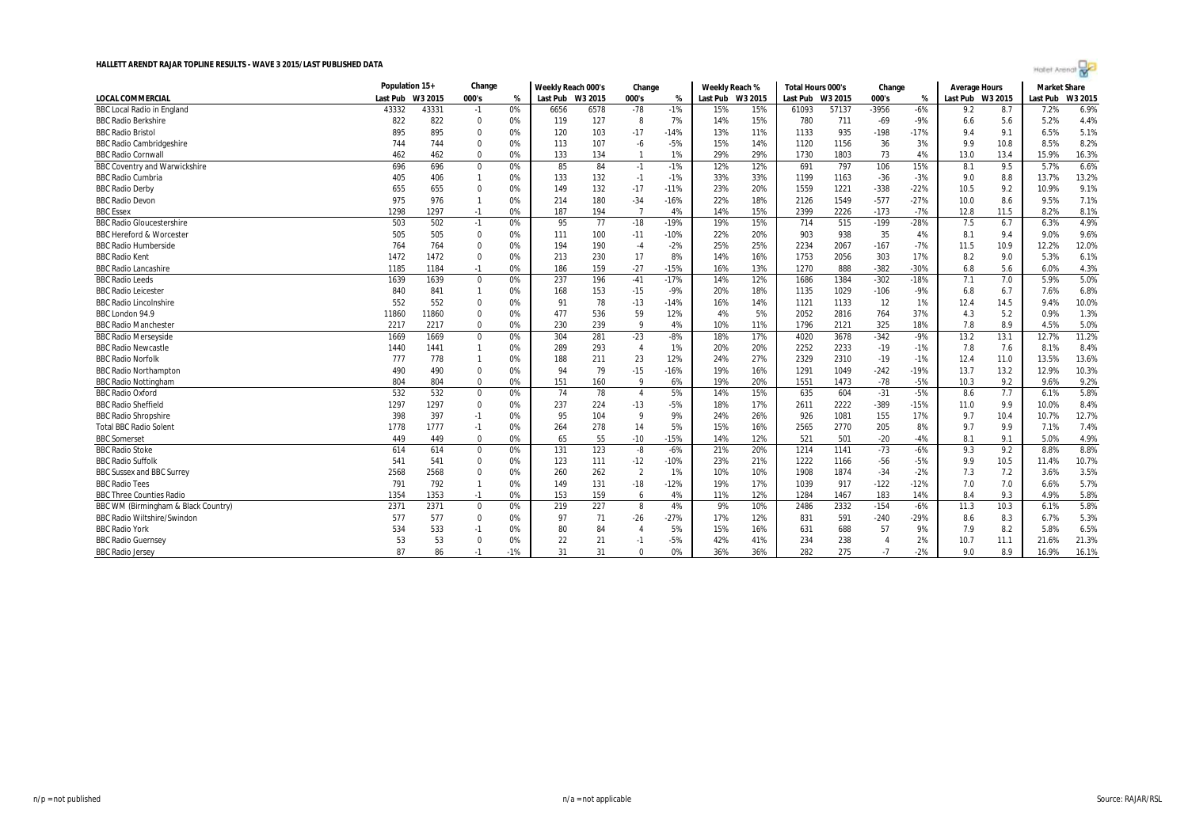# HALLETT ARENDT RAJAR TOPLINE RESULTS - WAVE 3 2015/LAST PUBLISHED DATA

| | Population 15+ | | Change | | Weekly Reach 000's | | Change | | Weekly Reach % | | Total Hours 000's | | Change | | Average Hours | | Market Share | |
|---|---|---|---|---|---|---|---|---|---|---|---|---|---|---|---|---|---|---|
| LOCAL COMMERCIAL | Last Pub | W3 2015 | 000's | % | Last Pub | W3 2015 | 000's | % | Last Pub | W3 2015 | Last Pub | W3 2015 | 000's | % | Last Pub | W3 2015 | Last Pub | W3 2015 |
| BBC Local Radio in England | 43332 | 43331 | -1 | 0% | 6656 | 6578 | -78 | -1% | 15% | 15% | 61093 | 57137 | -3956 | -6% | 9.2 | 8.7 | 7.2% | 6.9% |
| BBC Radio Berkshire | 822 | 822 | 0 | 0% | 119 | 127 | 8 | 7% | 14% | 15% | 780 | 711 | -69 | -9% | 6.6 | 5.6 | 5.2% | 4.4% |
| BBC Radio Bristol | 895 | 895 | 0 | 0% | 120 | 103 | -17 | -14% | 13% | 11% | 1133 | 935 | -198 | -17% | 9.4 | 9.1 | 6.5% | 5.1% |
| BBC Radio Cambridgeshire | 744 | 744 | 0 | 0% | 113 | 107 | -6 | -5% | 15% | 14% | 1120 | 1156 | 36 | 3% | 9.9 | 10.8 | 8.5% | 8.2% |
| BBC Radio Cornwall | 462 | 462 | 0 | 0% | 133 | 134 | 1 | 1% | 29% | 29% | 1730 | 1803 | 73 | 4% | 13.0 | 13.4 | 15.9% | 16.3% |
| BBC Coventry and Warwickshire | 696 | 696 | 0 | 0% | 85 | 84 | -1 | -1% | 12% | 12% | 691 | 797 | 106 | 15% | 8.1 | 9.5 | 5.7% | 6.6% |
| BBC Radio Cumbria | 405 | 406 | 1 | 0% | 133 | 132 | -1 | -1% | 33% | 33% | 1199 | 1163 | -36 | -3% | 9.0 | 8.8 | 13.7% | 13.2% |
| BBC Radio Derby | 655 | 655 | 0 | 0% | 149 | 132 | -17 | -11% | 23% | 20% | 1559 | 1221 | -338 | -22% | 10.5 | 9.2 | 10.9% | 9.1% |
| BBC Radio Devon | 975 | 976 | 1 | 0% | 214 | 180 | -34 | -16% | 22% | 18% | 2126 | 1549 | -577 | -27% | 10.0 | 8.6 | 9.5% | 7.1% |
| BBC Essex | 1298 | 1297 | -1 | 0% | 187 | 194 | 7 | 4% | 14% | 15% | 2399 | 2226 | -173 | -7% | 12.8 | 11.5 | 8.2% | 8.1% |
| BBC Radio Gloucestershire | 503 | 502 | -1 | 0% | 95 | 77 | -18 | -19% | 19% | 15% | 714 | 515 | -199 | -28% | 7.5 | 6.7 | 6.3% | 4.9% |
| BBC Hereford & Worcester | 505 | 505 | 0 | 0% | 111 | 100 | -11 | -10% | 22% | 20% | 903 | 938 | 35 | 4% | 8.1 | 9.4 | 9.0% | 9.6% |
| BBC Radio Humberside | 764 | 764 | 0 | 0% | 194 | 190 | -4 | -2% | 25% | 25% | 2234 | 2067 | -167 | -7% | 11.5 | 10.9 | 12.2% | 12.0% |
| BBC Radio Kent | 1472 | 1472 | 0 | 0% | 213 | 230 | 17 | 8% | 14% | 16% | 1753 | 2056 | 303 | 17% | 8.2 | 9.0 | 5.3% | 6.1% |
| BBC Radio Lancashire | 1185 | 1184 | -1 | 0% | 186 | 159 | -27 | -15% | 16% | 13% | 1270 | 888 | -382 | -30% | 6.8 | 5.6 | 6.0% | 4.3% |
| BBC Radio Leeds | 1639 | 1639 | 0 | 0% | 237 | 196 | -41 | -17% | 14% | 12% | 1686 | 1384 | -302 | -18% | 7.1 | 7.0 | 5.9% | 5.0% |
| BBC Radio Leicester | 840 | 841 | 1 | 0% | 168 | 153 | -15 | -9% | 20% | 18% | 1135 | 1029 | -106 | -9% | 6.8 | 6.7 | 7.6% | 6.8% |
| BBC Radio Lincolnshire | 552 | 552 | 0 | 0% | 91 | 78 | -13 | -14% | 16% | 14% | 1121 | 1133 | 12 | 1% | 12.4 | 14.5 | 9.4% | 10.0% |
| BBC London 94.9 | 11860 | 11860 | 0 | 0% | 477 | 536 | 59 | 12% | 4% | 5% | 2052 | 2816 | 764 | 37% | 4.3 | 5.2 | 0.9% | 1.3% |
| BBC Radio Manchester | 2217 | 2217 | 0 | 0% | 230 | 239 | 9 | 4% | 10% | 11% | 1796 | 2121 | 325 | 18% | 7.8 | 8.9 | 4.5% | 5.0% |
| BBC Radio Merseyside | 1669 | 1669 | 0 | 0% | 304 | 281 | -23 | -8% | 18% | 17% | 4020 | 3678 | -342 | -9% | 13.2 | 13.1 | 12.7% | 11.2% |
| BBC Radio Newcastle | 1440 | 1441 | 1 | 0% | 289 | 293 | 4 | 1% | 20% | 20% | 2252 | 2233 | -19 | -1% | 7.8 | 7.6 | 8.1% | 8.4% |
| BBC Radio Norfolk | 777 | 778 | 1 | 0% | 188 | 211 | 23 | 12% | 24% | 27% | 2329 | 2310 | -19 | -1% | 12.4 | 11.0 | 13.5% | 13.6% |
| BBC Radio Northampton | 490 | 490 | 0 | 0% | 94 | 79 | -15 | -16% | 19% | 16% | 1291 | 1049 | -242 | -19% | 13.7 | 13.2 | 12.9% | 10.3% |
| BBC Radio Nottingham | 804 | 804 | 0 | 0% | 151 | 160 | 9 | 6% | 19% | 20% | 1551 | 1473 | -78 | -5% | 10.3 | 9.2 | 9.6% | 9.2% |
| BBC Radio Oxford | 532 | 532 | 0 | 0% | 74 | 78 | 4 | 5% | 14% | 15% | 635 | 604 | -31 | -5% | 8.6 | 7.7 | 6.1% | 5.8% |
| BBC Radio Sheffield | 1297 | 1297 | 0 | 0% | 237 | 224 | -13 | -5% | 18% | 17% | 2611 | 2222 | -389 | -15% | 11.0 | 9.9 | 10.0% | 8.4% |
| BBC Radio Shropshire | 398 | 397 | -1 | 0% | 95 | 104 | 9 | 9% | 24% | 26% | 926 | 1081 | 155 | 17% | 9.7 | 10.4 | 10.7% | 12.7% |
| Total BBC Radio Solent | 1778 | 1777 | -1 | 0% | 264 | 278 | 14 | 5% | 15% | 16% | 2565 | 2770 | 205 | 8% | 9.7 | 9.9 | 7.1% | 7.4% |
| BBC Somerset | 449 | 449 | 0 | 0% | 65 | 55 | -10 | -15% | 14% | 12% | 521 | 501 | -20 | -4% | 8.1 | 9.1 | 5.0% | 4.9% |
| BBC Radio Stoke | 614 | 614 | 0 | 0% | 131 | 123 | -8 | -6% | 21% | 20% | 1214 | 1141 | -73 | -6% | 9.3 | 9.2 | 8.8% | 8.8% |
| BBC Radio Suffolk | 541 | 541 | 0 | 0% | 123 | 111 | -12 | -10% | 23% | 21% | 1222 | 1166 | -56 | -5% | 9.9 | 10.5 | 11.4% | 10.7% |
| BBC Sussex and BBC Surrey | 2568 | 2568 | 0 | 0% | 260 | 262 | 2 | 1% | 10% | 10% | 1908 | 1874 | -34 | -2% | 7.3 | 7.2 | 3.6% | 3.5% |
| BBC Radio Tees | 791 | 792 | 1 | 0% | 149 | 131 | -18 | -12% | 19% | 17% | 1039 | 917 | -122 | -12% | 7.0 | 7.0 | 6.6% | 5.7% |
| BBC Three Counties Radio | 1354 | 1353 | -1 | 0% | 153 | 159 | 6 | 4% | 11% | 12% | 1284 | 1467 | 183 | 14% | 8.4 | 9.3 | 4.9% | 5.8% |
| BBC WM (Birmingham & Black Country) | 2371 | 2371 | 0 | 0% | 219 | 227 | 8 | 4% | 9% | 10% | 2486 | 2332 | -154 | -6% | 11.3 | 10.3 | 6.1% | 5.8% |
| BBC Radio Wiltshire/Swindon | 577 | 577 | 0 | 0% | 97 | 71 | -26 | -27% | 17% | 12% | 831 | 591 | -240 | -29% | 8.6 | 8.3 | 6.7% | 5.3% |
| BBC Radio York | 534 | 533 | -1 | 0% | 80 | 84 | 4 | 5% | 15% | 16% | 631 | 688 | 57 | 9% | 7.9 | 8.2 | 5.8% | 6.5% |
| BBC Radio Guernsey | 53 | 53 | 0 | 0% | 22 | 21 | -1 | -5% | 42% | 41% | 234 | 238 | 4 | 2% | 10.7 | 11.1 | 21.6% | 21.3% |
| BBC Radio Jersey | 87 | 86 | -1 | -1% | 31 | 31 | 0 | 0% | 36% | 36% | 282 | 275 | -7 | -2% | 9.0 | 8.9 | 16.9% | 16.1% |

n/p = not published  n/a = not applicable  Source: RAJAR/RSL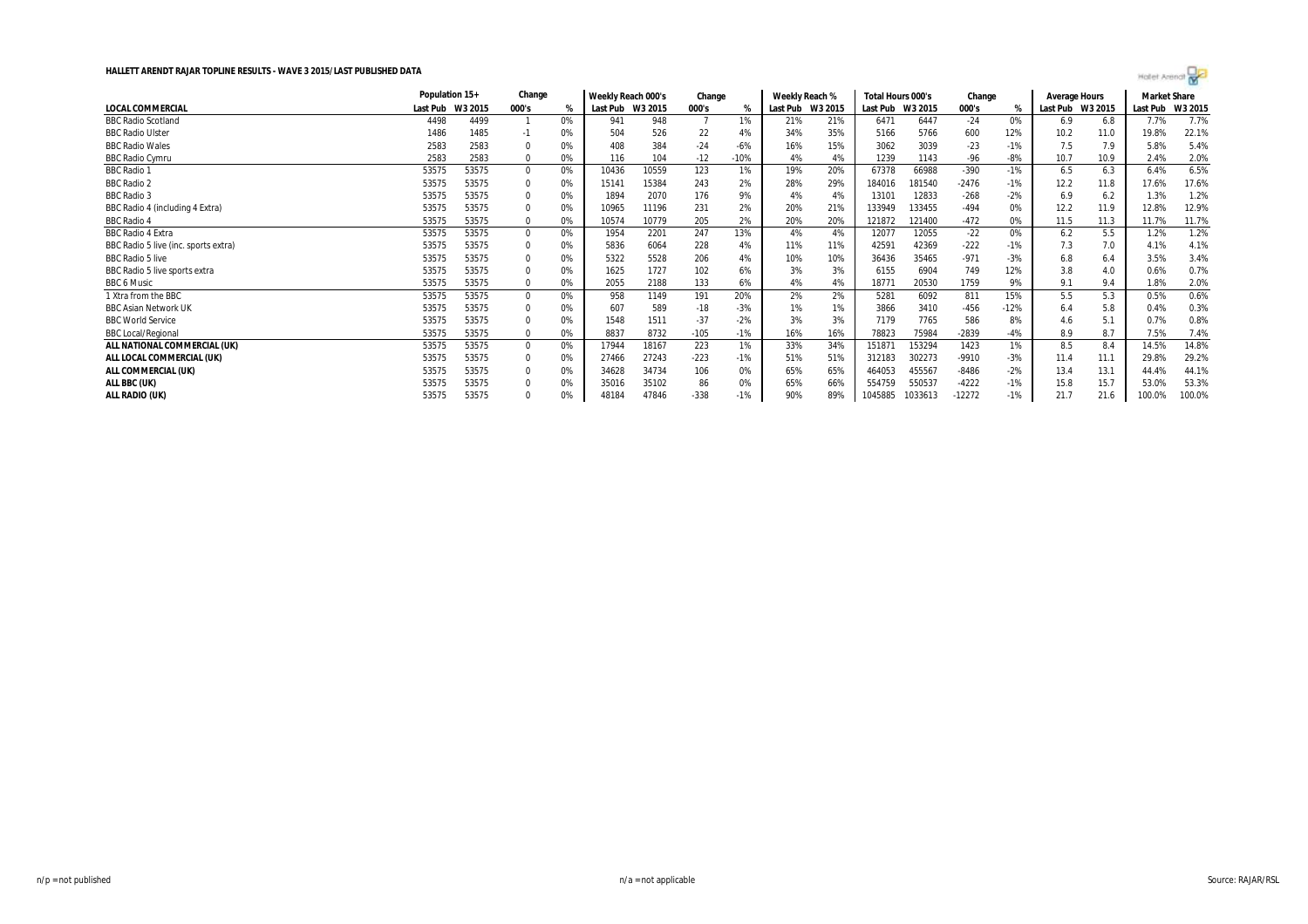**HALLETT ARENDT RAJAR TOPLINE RESULTS - WAVE 3 2015/LAST PUBLISHED DATA**

| | Population 15+ | | Change | | Weekly Reach 000's | | Change | | Weekly Reach % | | Total Hours 000's | | Change | | Average Hours | | Market Share | |
|---|---|---|---|---|---|---|---|---|---|---|---|---|---|---|---|---|---|---|
| LOCAL COMMERCIAL | Last Pub | W3 2015 | 000's | % | Last Pub | W3 2015 | 000's | % | Last Pub | W3 2015 | Last Pub | W3 2015 | 000's | % | Last Pub | W3 2015 | Last Pub | W3 2015 |
| BBC Radio Scotland | 4498 | 4499 | 1 | 0% | 941 | 948 | 7 | 1% | 21% | 21% | 6471 | 6447 | -24 | 0% | 6.9 | 6.8 | 7.7% | 7.7% |
| BBC Radio Ulster | 1486 | 1485 | -1 | 0% | 504 | 526 | 22 | 4% | 34% | 35% | 5166 | 5766 | 600 | 12% | 10.2 | 11.0 | 19.8% | 22.1% |
| BBC Radio Wales | 2583 | 2583 | 0 | 0% | 408 | 384 | -24 | -6% | 16% | 15% | 3062 | 3039 | -23 | -1% | 7.5 | 7.9 | 5.8% | 5.4% |
| BBC Radio Cymru | 2583 | 2583 | 0 | 0% | 116 | 104 | -12 | -10% | 4% | 4% | 1239 | 1143 | -96 | -8% | 10.7 | 10.9 | 2.4% | 2.0% |
| BBC Radio 1 | 53575 | 53575 | 0 | 0% | 10436 | 10559 | 123 | 1% | 19% | 20% | 67378 | 66988 | -390 | -1% | 6.5 | 6.3 | 6.4% | 6.5% |
| BBC Radio 2 | 53575 | 53575 | 0 | 0% | 15141 | 15384 | 243 | 2% | 28% | 29% | 184016 | 181540 | -2476 | -1% | 12.2 | 11.8 | 17.6% | 17.6% |
| BBC Radio 3 | 53575 | 53575 | 0 | 0% | 1894 | 2070 | 176 | 9% | 4% | 4% | 13101 | 12833 | -268 | -2% | 6.9 | 6.2 | 1.3% | 1.2% |
| BBC Radio 4 (including 4 Extra) | 53575 | 53575 | 0 | 0% | 10965 | 11196 | 231 | 2% | 20% | 21% | 133949 | 133455 | -494 | 0% | 12.2 | 11.9 | 12.8% | 12.9% |
| BBC Radio 4 | 53575 | 53575 | 0 | 0% | 10574 | 10779 | 205 | 2% | 20% | 20% | 121872 | 121400 | -472 | 0% | 11.5 | 11.3 | 11.7% | 11.7% |
| BBC Radio 4 Extra | 53575 | 53575 | 0 | 0% | 1954 | 2201 | 247 | 13% | 4% | 4% | 12077 | 12055 | -22 | 0% | 6.2 | 5.5 | 1.2% | 1.2% |
| BBC Radio 5 live (inc. sports extra) | 53575 | 53575 | 0 | 0% | 5836 | 6064 | 228 | 4% | 11% | 11% | 42591 | 42369 | -222 | -1% | 7.3 | 7.0 | 4.1% | 4.1% |
| BBC Radio 5 live | 53575 | 53575 | 0 | 0% | 5322 | 5528 | 206 | 4% | 10% | 10% | 36436 | 35465 | -971 | -3% | 6.8 | 6.4 | 3.5% | 3.4% |
| BBC Radio 5 live sports extra | 53575 | 53575 | 0 | 0% | 1625 | 1727 | 102 | 6% | 3% | 3% | 6155 | 6904 | 749 | 12% | 3.8 | 4.0 | 0.6% | 0.7% |
| BBC 6 Music | 53575 | 53575 | 0 | 0% | 2055 | 2188 | 133 | 6% | 4% | 4% | 18771 | 20530 | 1759 | 9% | 9.1 | 9.4 | 1.8% | 2.0% |
| 1 Xtra from the BBC | 53575 | 53575 | 0 | 0% | 958 | 1149 | 191 | 20% | 2% | 2% | 5281 | 6092 | 811 | 15% | 5.5 | 5.3 | 0.5% | 0.6% |
| BBC Asian Network UK | 53575 | 53575 | 0 | 0% | 607 | 589 | -18 | -3% | 1% | 1% | 3866 | 3410 | -456 | -12% | 6.4 | 5.8 | 0.4% | 0.3% |
| BBC World Service | 53575 | 53575 | 0 | 0% | 1548 | 1511 | -37 | -2% | 3% | 3% | 7179 | 7765 | 586 | 8% | 4.6 | 5.1 | 0.7% | 0.8% |
| BBC Local/Regional | 53575 | 53575 | 0 | 0% | 8837 | 8732 | -105 | -1% | 16% | 16% | 78823 | 75984 | -2839 | -4% | 8.9 | 8.7 | 7.5% | 7.4% |
| ALL NATIONAL COMMERCIAL (UK) | 53575 | 53575 | 0 | 0% | 17944 | 18167 | 223 | 1% | 33% | 34% | 151871 | 153294 | 1423 | 1% | 8.5 | 8.4 | 14.5% | 14.8% |
| ALL LOCAL COMMERCIAL (UK) | 53575 | 53575 | 0 | 0% | 27466 | 27243 | -223 | -1% | 51% | 51% | 312183 | 302273 | -9910 | -3% | 11.4 | 11.1 | 29.8% | 29.2% |
| ALL COMMERCIAL (UK) | 53575 | 53575 | 0 | 0% | 34628 | 34734 | 106 | 0% | 65% | 65% | 464053 | 455567 | -8486 | -2% | 13.4 | 13.1 | 44.4% | 44.1% |
| ALL BBC (UK) | 53575 | 53575 | 0 | 0% | 35016 | 35102 | 86 | 0% | 65% | 66% | 554759 | 550537 | -4222 | -1% | 15.8 | 15.7 | 53.0% | 53.3% |
| ALL RADIO (UK) | 53575 | 53575 | 0 | 0% | 48184 | 47846 | -338 | -1% | 90% | 89% | 1045885 | 1033613 | -12272 | -1% | 21.7 | 21.6 | 100.0% | 100.0% |

n/p = not published

n/a = not applicable

Source: RAJAR/RSL